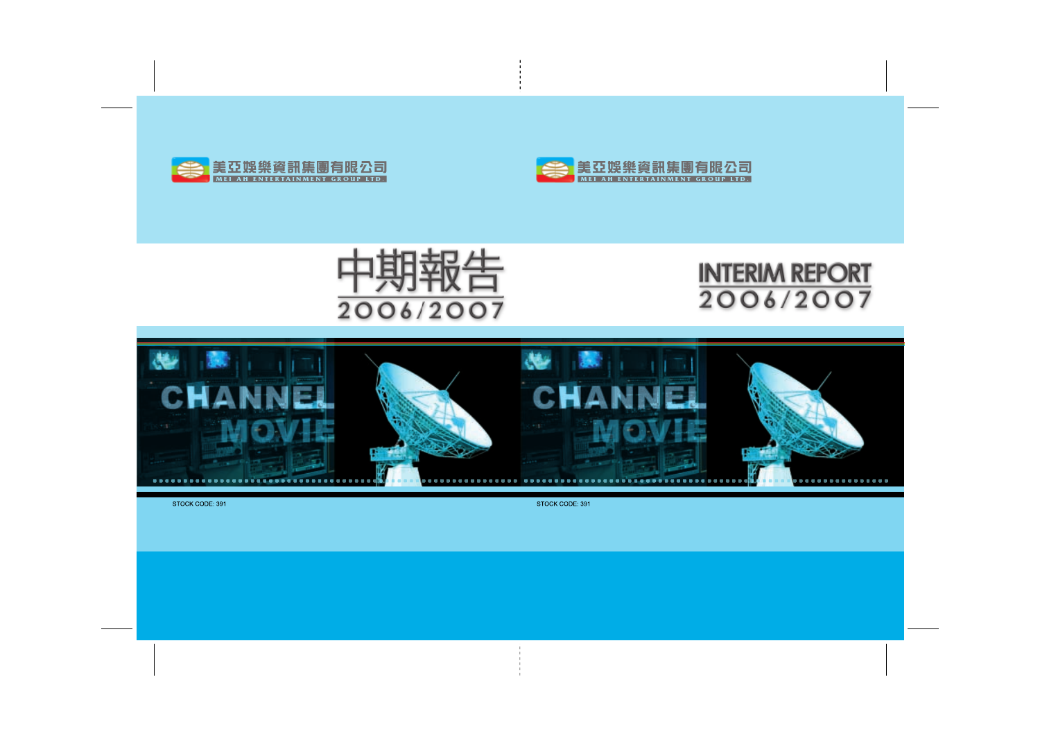美亞娛樂資訊集團有限公司
MEI AH ENTERTAINMENT GROUP LTD.

# 中期報告 2006/2007

# INTERIM REPORT 2006/2007

CHANNEL MOVIE

STOCK CODE: 391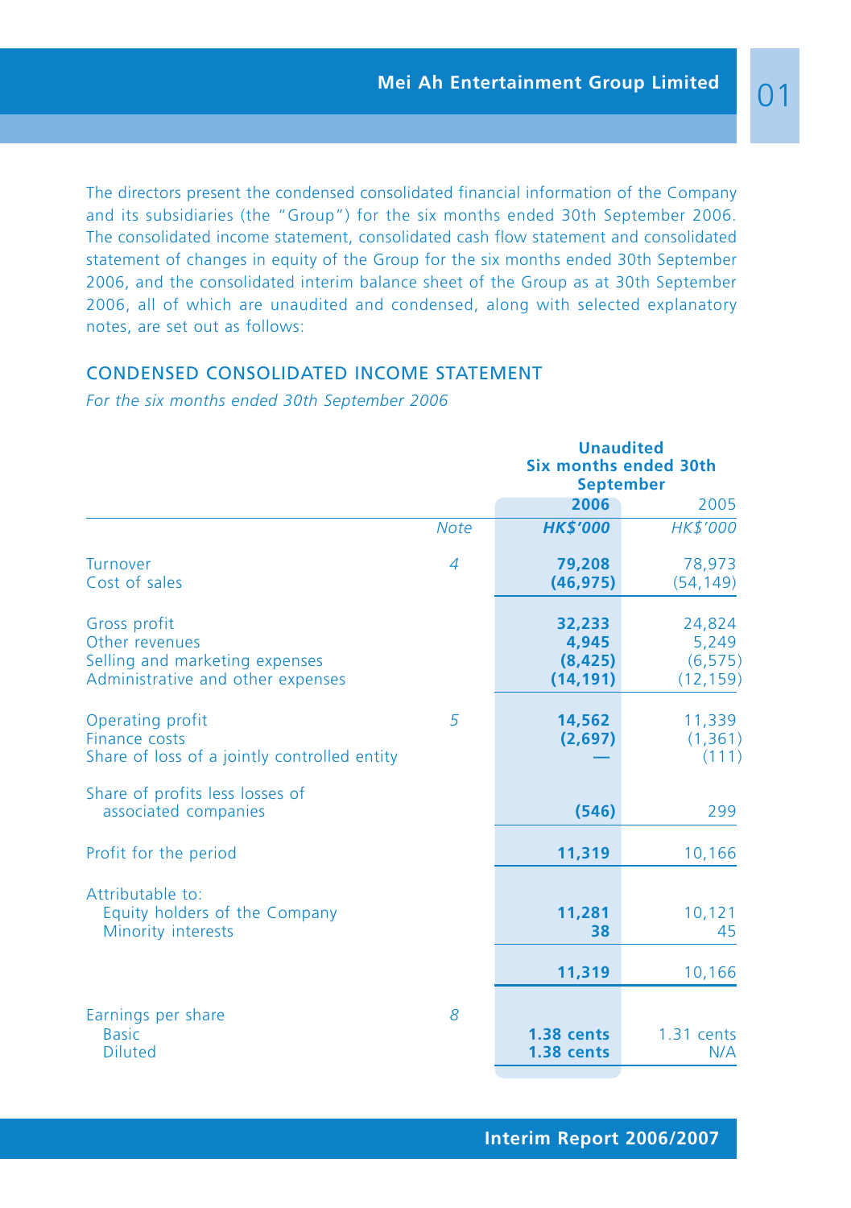The directors present the condensed consolidated financial information of the Company and its subsidiaries (the "Group") for the six months ended 30th September 2006. The consolidated income statement, consolidated cash flow statement and consolidated statement of changes in equity of the Group for the six months ended 30th September 2006, and the consolidated interim balance sheet of the Group as at 30th September 2006, all of which are unaudited and condensed, along with selected explanatory notes, are set out as follows:

## CONDENSED CONSOLIDATED INCOME STATEMENT

*For the six months ended 30th September 2006*

| | | **Unaudited Six months ended 30th September** | |
|---|---|---|---|
| | | **2006** | 2005 |
| | *Note* | ***HK$'000*** | *HK$'000* |
| Turnover | *4* | **79,208** | 78,973 |
| Cost of sales | | **(46,975)** | (54,149) |
| Gross profit | | **32,233** | 24,824 |
| Other revenues | | **4,945** | 5,249 |
| Selling and marketing expenses | | **(8,425)** | (6,575) |
| Administrative and other expenses | | **(14,191)** | (12,159) |
| Operating profit | *5* | **14,562** | 11,339 |
| Finance costs | | **(2,697)** | (1,361) |
| Share of loss of a jointly controlled entity | | **—** | (111) |
| Share of profits less losses of associated companies | | **(546)** | 299 |
| Profit for the period | | **11,319** | 10,166 |
| Attributable to: | | | |
| Equity holders of the Company | | **11,281** | 10,121 |
| Minority interests | | **38** | 45 |
| | | **11,319** | 10,166 |
| Earnings per share | *8* | | |
| Basic | | **1.38 cents** | 1.31 cents |
| Diluted | | **1.38 cents** | N/A |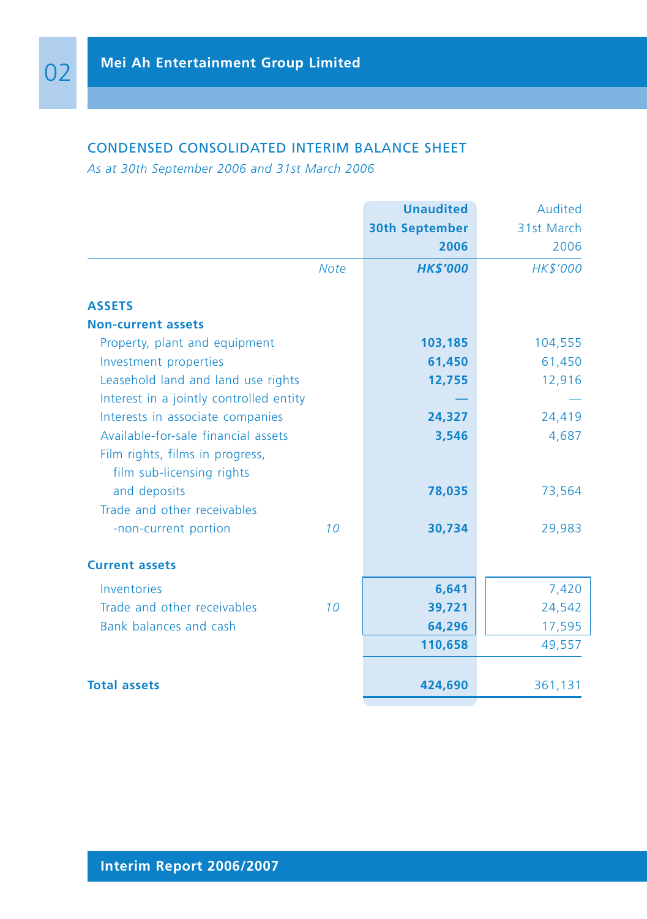## CONDENSED CONSOLIDATED INTERIM BALANCE SHEET

*As at 30th September 2006 and 31st March 2006*

| | Note | Unaudited 30th September 2006 | Audited 31st March 2006 |
|---|---|---|---|
| | | *HK$'000* | *HK$'000* |
| **ASSETS** | | | |
| **Non-current assets** | | | |
| Property, plant and equipment | | **103,185** | 104,555 |
| Investment properties | | **61,450** | 61,450 |
| Leasehold land and land use rights | | **12,755** | 12,916 |
| Interest in a jointly controlled entity | | **—** | — |
| Interests in associate companies | | **24,327** | 24,419 |
| Available-for-sale financial assets | | **3,546** | 4,687 |
| Film rights, films in progress, film sub-licensing rights and deposits | | **78,035** | 73,564 |
| Trade and other receivables -non-current portion | 10 | **30,734** | 29,983 |
| **Current assets** | | | |
| Inventories | | **6,641** | 7,420 |
| Trade and other receivables | 10 | **39,721** | 24,542 |
| Bank balances and cash | | **64,296** | 17,595 |
| | | **110,658** | 49,557 |
| **Total assets** | | **424,690** | 361,131 |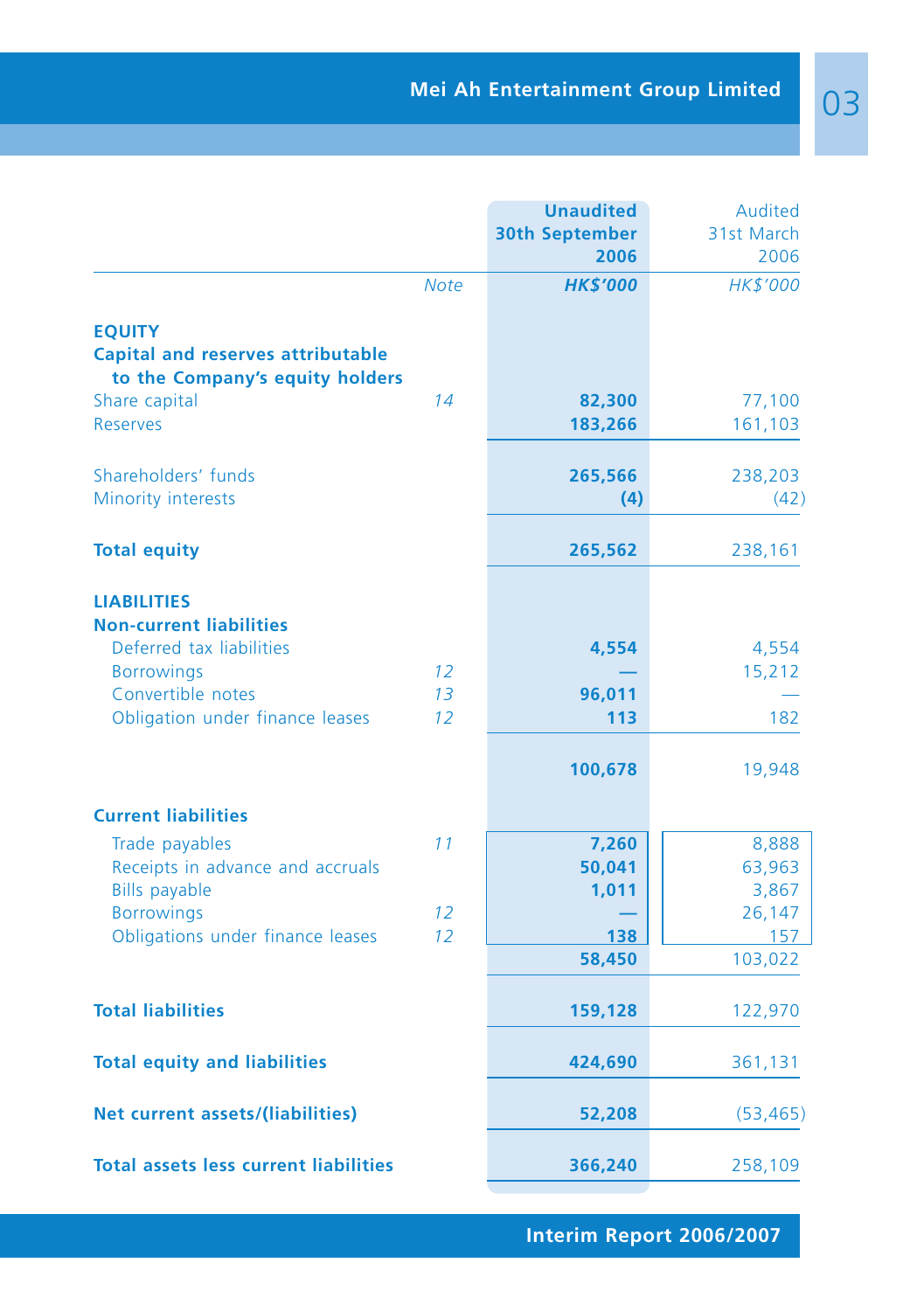| | Note | Unaudited 30th September 2006 | Audited 31st March 2006 |
|---|---|---|---|
| | | **HK$'000** | HK$'000 |
| **EQUITY** | | | |
| **Capital and reserves attributable to the Company's equity holders** | | | |
| Share capital | 14 | **82,300** | 77,100 |
| Reserves | | **183,266** | 161,103 |
| Shareholders' funds | | **265,566** | 238,203 |
| Minority interests | | **(4)** | (42) |
| **Total equity** | | **265,562** | 238,161 |
| **LIABILITIES** | | | |
| **Non-current liabilities** | | | |
| Deferred tax liabilities | | **4,554** | 4,554 |
| Borrowings | 12 | **—** | 15,212 |
| Convertible notes | 13 | **96,011** | — |
| Obligation under finance leases | 12 | **113** | 182 |
| | | **100,678** | 19,948 |
| **Current liabilities** | | | |
| Trade payables | 11 | **7,260** | 8,888 |
| Receipts in advance and accruals | | **50,041** | 63,963 |
| Bills payable | | **1,011** | 3,867 |
| Borrowings | 12 | **—** | 26,147 |
| Obligations under finance leases | 12 | **138** | 157 |
| | | **58,450** | 103,022 |
| **Total liabilities** | | **159,128** | 122,970 |
| **Total equity and liabilities** | | **424,690** | 361,131 |
| **Net current assets/(liabilities)** | | **52,208** | (53,465) |
| **Total assets less current liabilities** | | **366,240** | 258,109 |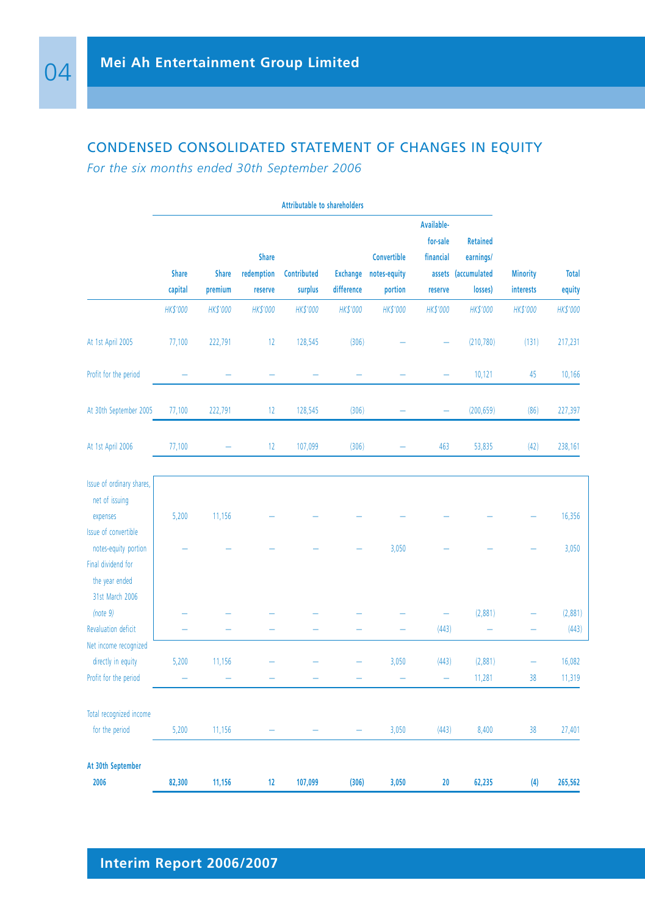## CONDENSED CONSOLIDATED STATEMENT OF CHANGES IN EQUITY

*For the six months ended 30th September 2006*

| | Attributable to shareholders | | | | | | | | | |
|---|---|---|---|---|---|---|---|---|---|---|
| | Share capital | Share premium | Share redemption reserve | Contributed surplus | Exchange difference | Convertible notes-equity portion | Available-for-sale financial assets reserve | Retained earnings/ (accumulated losses) | Minority interests | Total equity |
| | HK$'000 | HK$'000 | HK$'000 | HK$'000 | HK$'000 | HK$'000 | HK$'000 | HK$'000 | HK$'000 | HK$'000 |
| At 1st April 2005 | 77,100 | 222,791 | 12 | 128,545 | (306) | – | – | (210,780) | (131) | 217,231 |
| Profit for the period | – | – | – | – | – | – | – | 10,121 | 45 | 10,166 |
| At 30th September 2005 | 77,100 | 222,791 | 12 | 128,545 | (306) | – | – | (200,659) | (86) | 227,397 |
| At 1st April 2006 | 77,100 | – | 12 | 107,099 | (306) | – | 463 | 53,835 | (42) | 238,161 |
| Issue of ordinary shares, net of issuing expenses | 5,200 | 11,156 | – | – | – | – | – | – | – | 16,356 |
| Issue of convertible notes-equity portion | – | – | – | – | – | 3,050 | – | – | – | 3,050 |
| Final dividend for the year ended 31st March 2006 *(note 9)* | – | – | – | – | – | – | – | (2,881) | – | (2,881) |
| Revaluation deficit | – | – | – | – | – | – | (443) | – | – | (443) |
| Net income recognized directly in equity | 5,200 | 11,156 | – | – | – | 3,050 | (443) | (2,881) | – | 16,082 |
| Profit for the period | – | – | – | – | – | – | – | 11,281 | 38 | 11,319 |
| Total recognized income for the period | 5,200 | 11,156 | – | – | – | 3,050 | (443) | 8,400 | 38 | 27,401 |
| **At 30th September 2006** | **82,300** | **11,156** | **12** | **107,099** | **(306)** | **3,050** | **20** | **62,235** | **(4)** | **265,562** |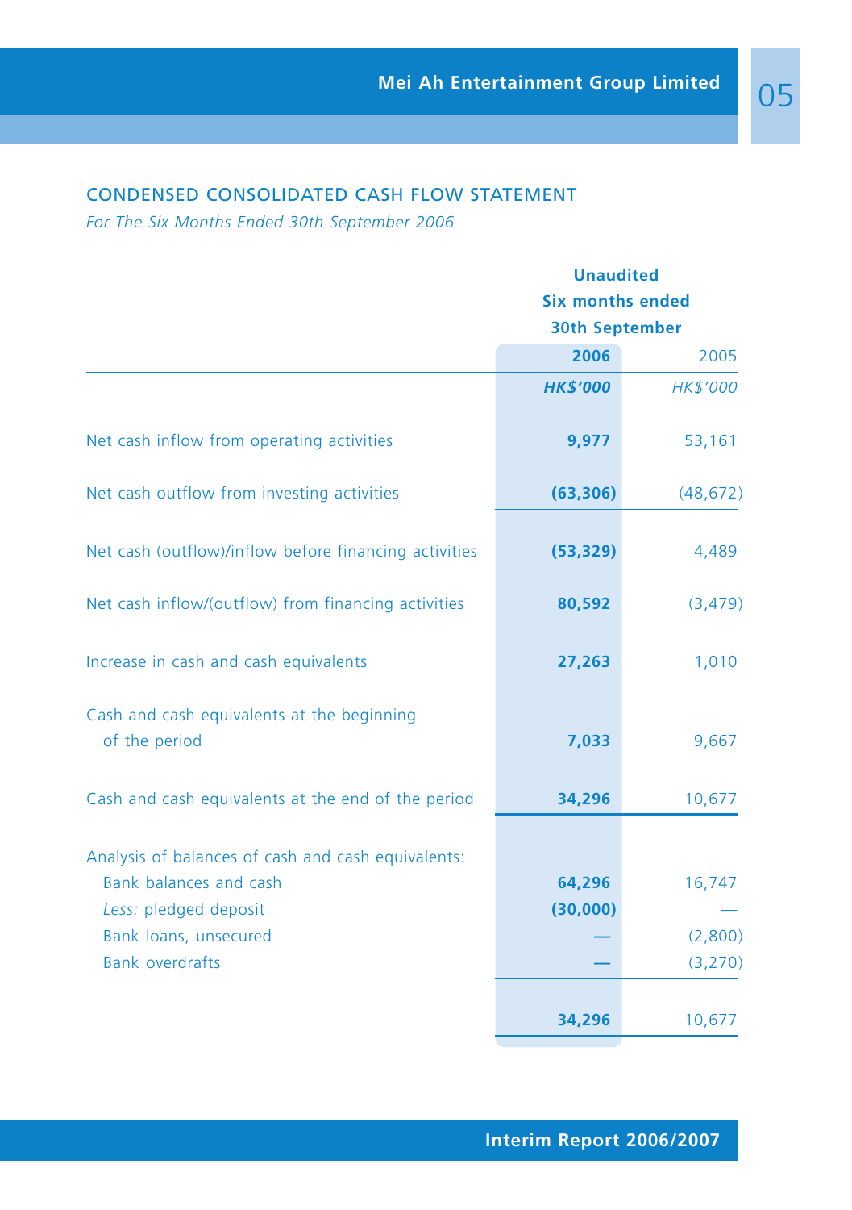## CONDENSED CONSOLIDATED CASH FLOW STATEMENT

*For The Six Months Ended 30th September 2006*

| | Unaudited Six months ended 30th September | |
|---|---|---|
| | **2006** | 2005 |
| | ***HK$'000*** | *HK$'000* |
| Net cash inflow from operating activities | **9,977** | 53,161 |
| Net cash outflow from investing activities | **(63,306)** | (48,672) |
| Net cash (outflow)/inflow before financing activities | **(53,329)** | 4,489 |
| Net cash inflow/(outflow) from financing activities | **80,592** | (3,479) |
| Increase in cash and cash equivalents | **27,263** | 1,010 |
| Cash and cash equivalents at the beginning of the period | **7,033** | 9,667 |
| Cash and cash equivalents at the end of the period | **34,296** | 10,677 |
| Analysis of balances of cash and cash equivalents: | | |
| Bank balances and cash | **64,296** | 16,747 |
| *Less:* pledged deposit | **(30,000)** | — |
| Bank loans, unsecured | **—** | (2,800) |
| Bank overdrafts | **—** | (3,270) |
| | **34,296** | 10,677 |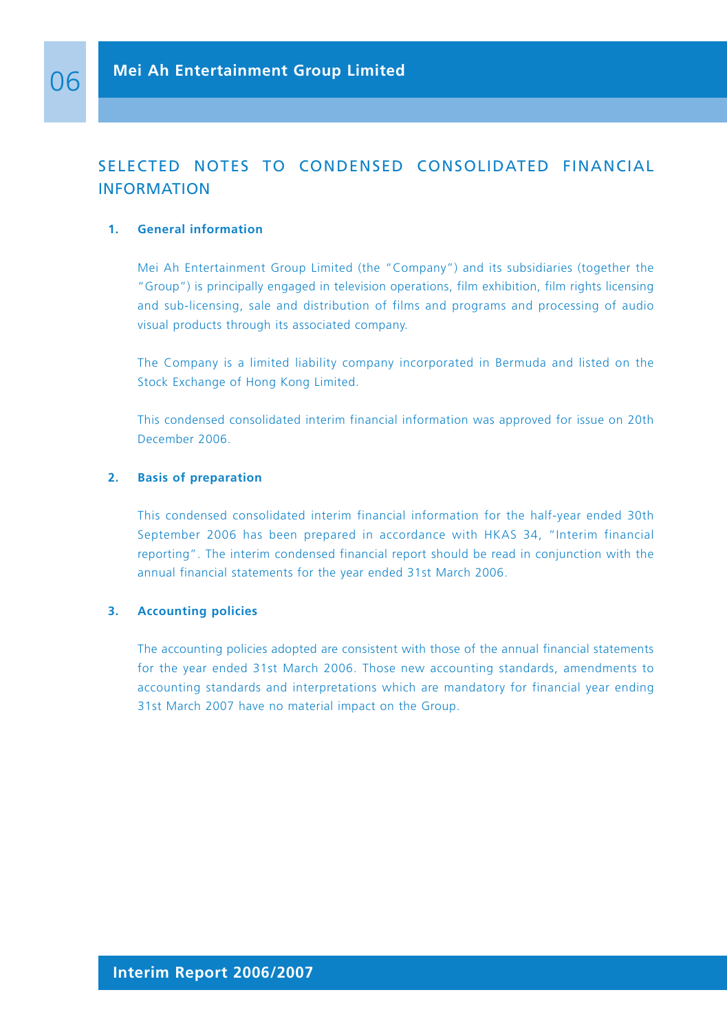# SELECTED NOTES TO CONDENSED CONSOLIDATED FINANCIAL INFORMATION

## 1. General information

Mei Ah Entertainment Group Limited (the "Company") and its subsidiaries (together the "Group") is principally engaged in television operations, film exhibition, film rights licensing and sub-licensing, sale and distribution of films and programs and processing of audio visual products through its associated company.

The Company is a limited liability company incorporated in Bermuda and listed on the Stock Exchange of Hong Kong Limited.

This condensed consolidated interim financial information was approved for issue on 20th December 2006.

## 2. Basis of preparation

This condensed consolidated interim financial information for the half-year ended 30th September 2006 has been prepared in accordance with HKAS 34, "Interim financial reporting". The interim condensed financial report should be read in conjunction with the annual financial statements for the year ended 31st March 2006.

## 3. Accounting policies

The accounting policies adopted are consistent with those of the annual financial statements for the year ended 31st March 2006. Those new accounting standards, amendments to accounting standards and interpretations which are mandatory for financial year ending 31st March 2007 have no material impact on the Group.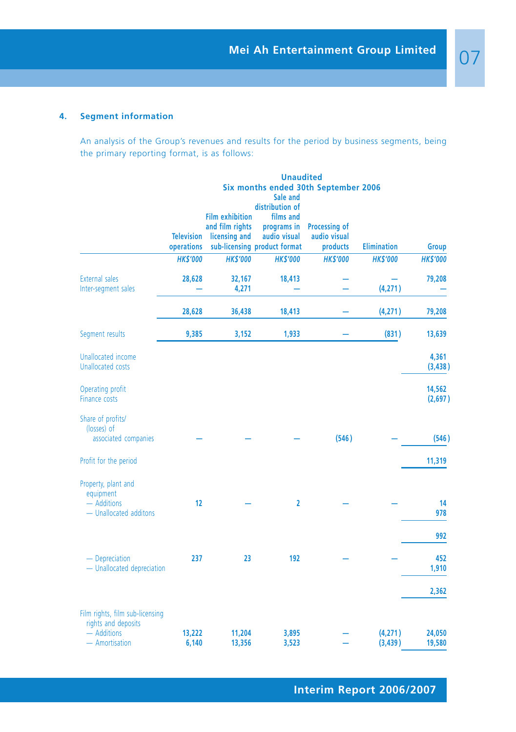## 4. Segment information

An analysis of the Group's revenues and results for the period by business segments, being the primary reporting format, is as follows:

| | Unaudited Six months ended 30th September 2006 | | | | | |
|---|---|---|---|---|---|---|
| | Television operations | Film exhibition and film rights licensing and sub-licensing | Sale and distribution of films and programs in audio visual product format | Processing of audio visual products | Elimination | Group |
| | *HK$'000* | *HK$'000* | *HK$'000* | *HK$'000* | *HK$'000* | *HK$'000* |
| External sales | 28,628 | 32,167 | 18,413 | — | — | 79,208 |
| Inter-segment sales | — | 4,271 | — | — | (4,271) | — |
| | 28,628 | 36,438 | 18,413 | — | (4,271) | 79,208 |
| Segment results | 9,385 | 3,152 | 1,933 | — | (831) | 13,639 |
| Unallocated income | | | | | | 4,361 |
| Unallocated costs | | | | | | (3,438) |
| Operating profit | | | | | | 14,562 |
| Finance costs | | | | | | (2,697) |
| Share of profits/ (losses) of associated companies | — | — | — | (546) | — | (546) |
| Profit for the period | | | | | | 11,319 |
| Property, plant and equipment | | | | | | |
| — Additions | 12 | — | 2 | — | — | 14 |
| — Unallocated additons | | | | | | 978 |
| | | | | | | 992 |
| — Depreciation | 237 | 23 | 192 | — | — | 452 |
| — Unallocated depreciation | | | | | | 1,910 |
| | | | | | | 2,362 |
| Film rights, film sub-licensing rights and deposits | | | | | | |
| — Additions | 13,222 | 11,204 | 3,895 | — | (4,271) | 24,050 |
| — Amortisation | 6,140 | 13,356 | 3,523 | — | (3,439) | 19,580 |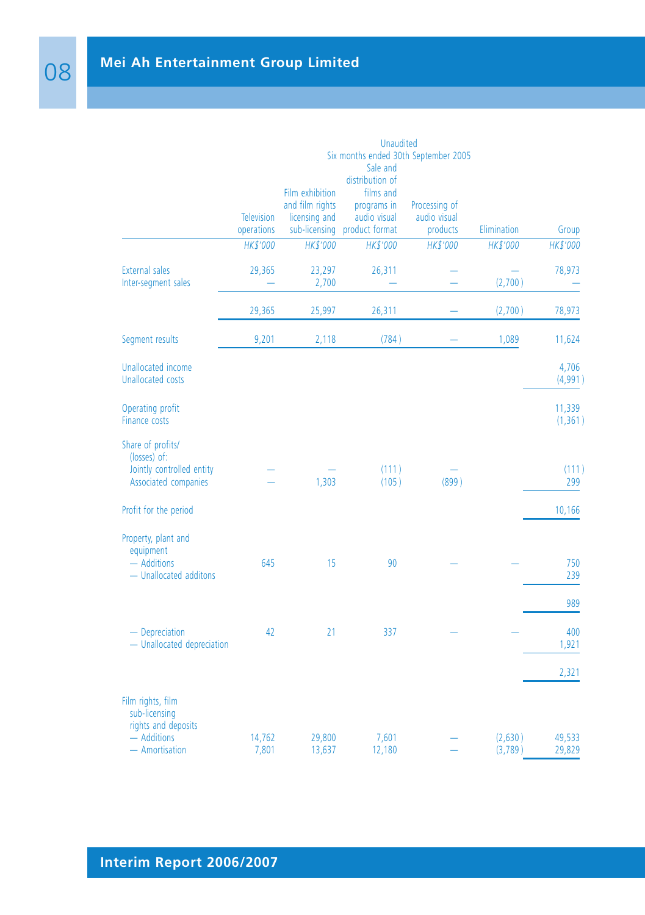| | Unaudited | | | | | |
|---|---|---|---|---|---|---|
| | Six months ended 30th September 2005 | | | | | |
| | Television operations | Film exhibition and film rights licensing and sub-licensing | Sale and distribution of films and programs in audio visual product format | Processing of audio visual products | Elimination | Group |
| | *HK$'000* | *HK$'000* | *HK$'000* | *HK$'000* | *HK$'000* | *HK$'000* |
| External sales | 29,365 | 23,297 | 26,311 | — | — | 78,973 |
| Inter-segment sales | — | 2,700 | — | — | (2,700) | — |
| | 29,365 | 25,997 | 26,311 | — | (2,700) | 78,973 |
| Segment results | 9,201 | 2,118 | (784) | — | 1,089 | 11,624 |
| Unallocated income | | | | | | 4,706 |
| Unallocated costs | | | | | | (4,991) |
| Operating profit | | | | | | 11,339 |
| Finance costs | | | | | | (1,361) |
| Share of profits/ (losses) of: | | | | | | |
| Jointly controlled entity | — | — | (111) | — | | (111) |
| Associated companies | — | 1,303 | (105) | (899) | | 299 |
| Profit for the period | | | | | | 10,166 |
| Property, plant and equipment | | | | | | |
| — Additions | 645 | 15 | 90 | — | — | 750 |
| — Unallocated additons | | | | | | 239 |
| | | | | | | 989 |
| — Depreciation | 42 | 21 | 337 | — | — | 400 |
| — Unallocated depreciation | | | | | | 1,921 |
| | | | | | | 2,321 |
| Film rights, film sub-licensing rights and deposits | | | | | | |
| — Additions | 14,762 | 29,800 | 7,601 | — | (2,630) | 49,533 |
| — Amortisation | 7,801 | 13,637 | 12,180 | — | (3,789) | 29,829 |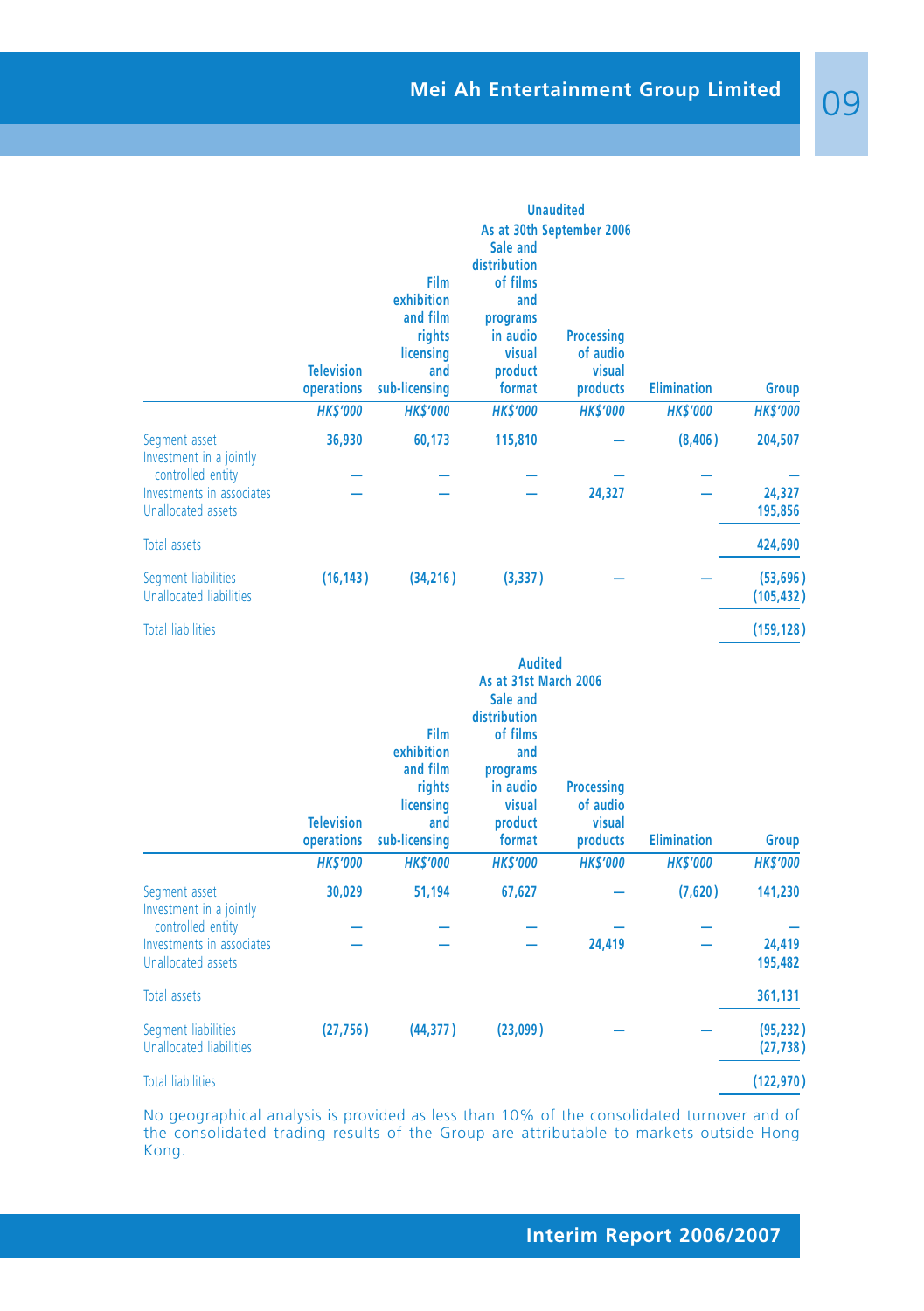| | Unaudited As at 30th September 2006 | | | | | |
|---|---|---|---|---|---|---|
| | Television operations | Film exhibition and film rights licensing and sub-licensing | Sale and distribution of films and programs in audio visual product format | Processing of audio visual products | Elimination | Group |
| | *HK$'000* | *HK$'000* | *HK$'000* | *HK$'000* | *HK$'000* | *HK$'000* |
| Segment asset | 36,930 | 60,173 | 115,810 | — | (8,406) | 204,507 |
| Investment in a jointly controlled entity | — | — | — | — | — | — |
| Investments in associates | — | — | — | 24,327 | — | 24,327 |
| Unallocated assets | | | | | | 195,856 |
| Total assets | | | | | | 424,690 |
| Segment liabilities | (16,143) | (34,216) | (3,337) | — | — | (53,696) |
| Unallocated liabilities | | | | | | (105,432) |
| Total liabilities | | | | | | (159,128) |

| | Audited As at 31st March 2006 | | | | | |
|---|---|---|---|---|---|---|
| | Television operations | Film exhibition and film rights licensing and sub-licensing | Sale and distribution of films and programs in audio visual product format | Processing of audio visual products | Elimination | Group |
| | *HK$'000* | *HK$'000* | *HK$'000* | *HK$'000* | *HK$'000* | *HK$'000* |
| Segment asset | 30,029 | 51,194 | 67,627 | — | (7,620) | 141,230 |
| Investment in a jointly controlled entity | — | — | — | — | — | — |
| Investments in associates | — | — | — | 24,419 | — | 24,419 |
| Unallocated assets | | | | | | 195,482 |
| Total assets | | | | | | 361,131 |
| Segment liabilities | (27,756) | (44,377) | (23,099) | — | — | (95,232) |
| Unallocated liabilities | | | | | | (27,738) |
| Total liabilities | | | | | | (122,970) |

No geographical analysis is provided as less than 10% of the consolidated turnover and of the consolidated trading results of the Group are attributable to markets outside Hong Kong.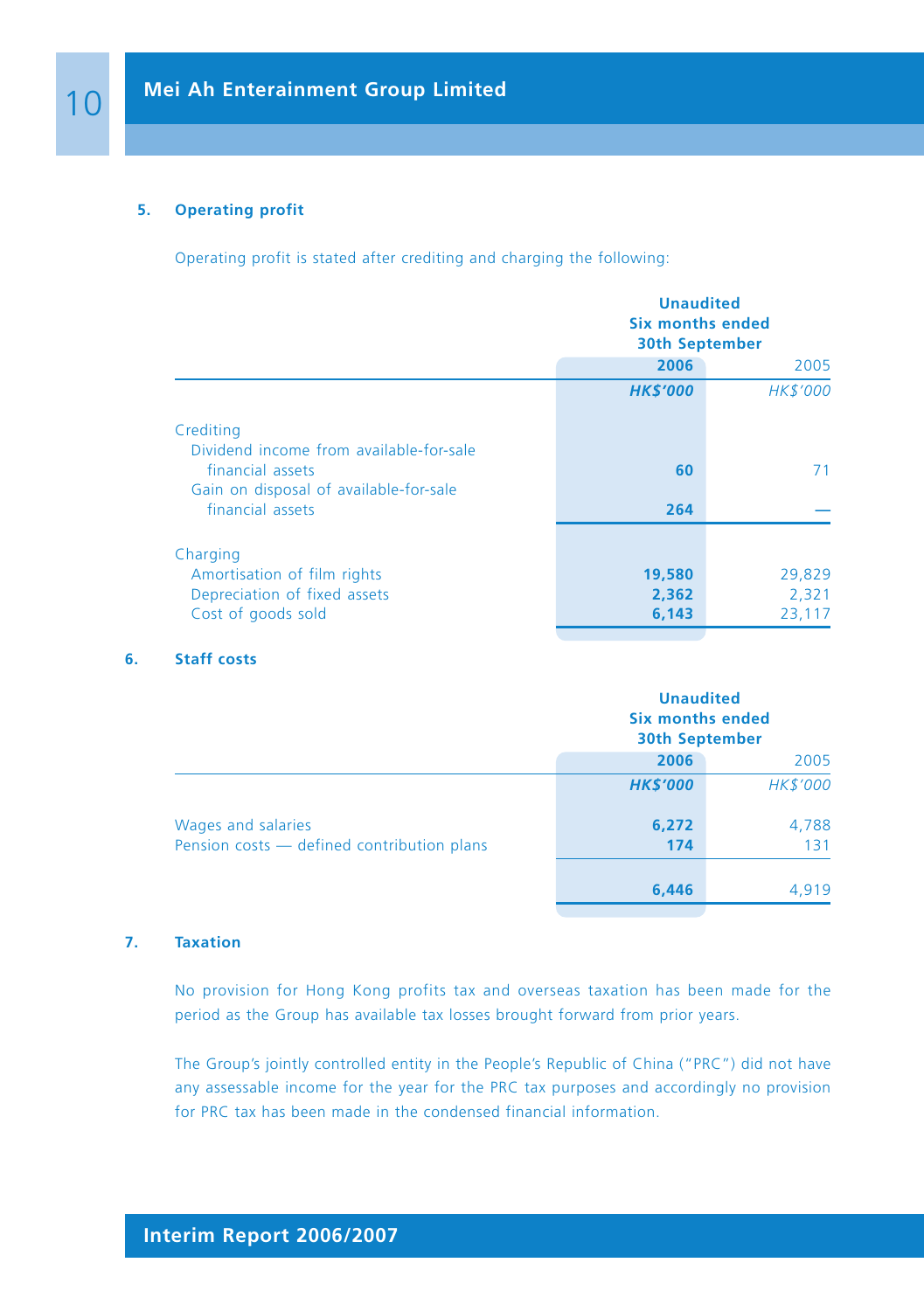## 5. Operating profit

Operating profit is stated after crediting and charging the following:

| | Unaudited Six months ended 30th September | |
|---|---|---|
| | **2006** | 2005 |
| | ***HK$'000*** | *HK$'000* |
| Crediting | | |
| Dividend income from available-for-sale financial assets | **60** | 71 |
| Gain on disposal of available-for-sale financial assets | **264** | — |
| Charging | | |
| Amortisation of film rights | **19,580** | 29,829 |
| Depreciation of fixed assets | **2,362** | 2,321 |
| Cost of goods sold | **6,143** | 23,117 |

## 6. Staff costs

| | Unaudited Six months ended 30th September | |
|---|---|---|
| | **2006** | 2005 |
| | ***HK$'000*** | *HK$'000* |
| Wages and salaries | **6,272** | 4,788 |
| Pension costs — defined contribution plans | **174** | 131 |
| | **6,446** | 4,919 |

## 7. Taxation

No provision for Hong Kong profits tax and overseas taxation has been made for the period as the Group has available tax losses brought forward from prior years.

The Group's jointly controlled entity in the People's Republic of China ("PRC") did not have any assessable income for the year for the PRC tax purposes and accordingly no provision for PRC tax has been made in the condensed financial information.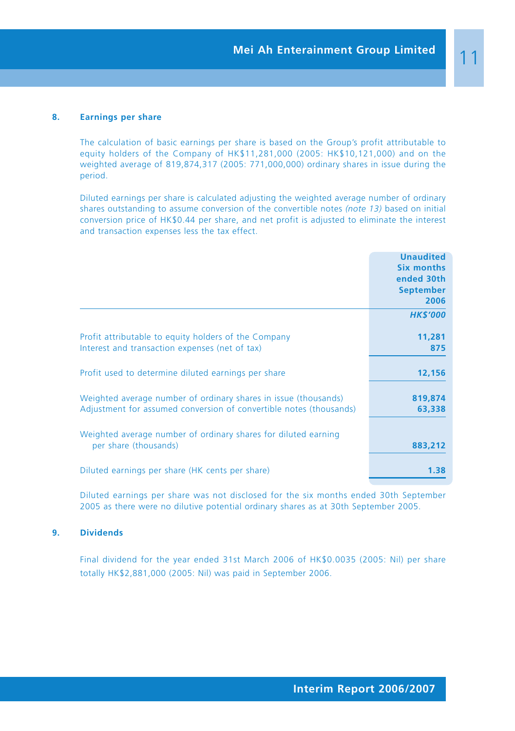## 8. Earnings per share

The calculation of basic earnings per share is based on the Group's profit attributable to equity holders of the Company of HK$11,281,000 (2005: HK$10,121,000) and on the weighted average of 819,874,317 (2005: 771,000,000) ordinary shares in issue during the period.

Diluted earnings per share is calculated adjusting the weighted average number of ordinary shares outstanding to assume conversion of the convertible notes *(note 13)* based on initial conversion price of HK$0.44 per share, and net profit is adjusted to eliminate the interest and transaction expenses less the tax effect.

| | **Unaudited Six months ended 30th September 2006** |
|---|---|
| | ***HK$'000*** |
| Profit attributable to equity holders of the Company | **11,281** |
| Interest and transaction expenses (net of tax) | **875** |
| Profit used to determine diluted earnings per share | **12,156** |
| Weighted average number of ordinary shares in issue (thousands) | **819,874** |
| Adjustment for assumed conversion of convertible notes (thousands) | **63,338** |
| Weighted average number of ordinary shares for diluted earning per share (thousands) | **883,212** |
| Diluted earnings per share (HK cents per share) | **1.38** |

Diluted earnings per share was not disclosed for the six months ended 30th September 2005 as there were no dilutive potential ordinary shares as at 30th September 2005.

## 9. Dividends

Final dividend for the year ended 31st March 2006 of HK$0.0035 (2005: Nil) per share totally HK$2,881,000 (2005: Nil) was paid in September 2006.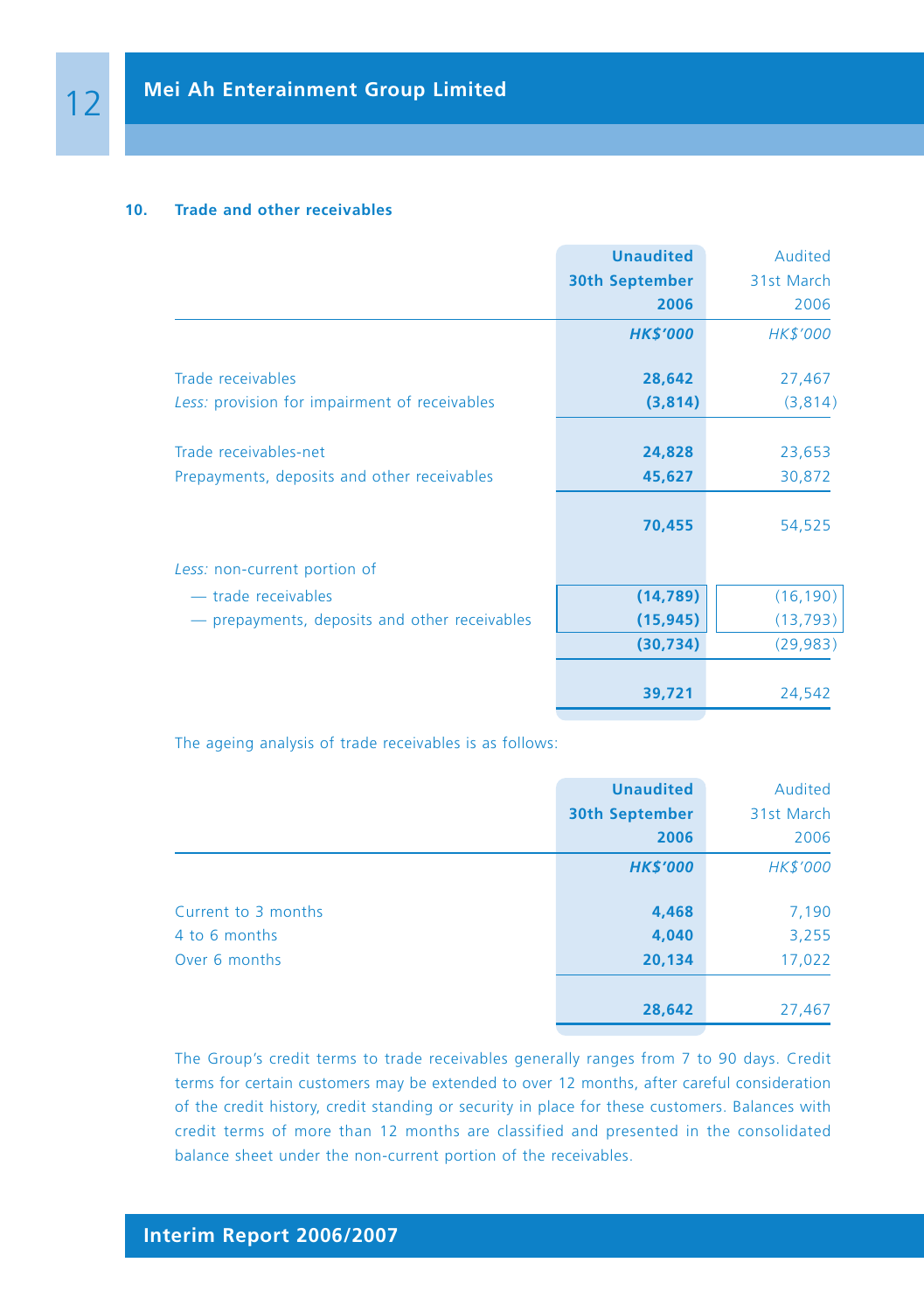### 10. Trade and other receivables

| | Unaudited 30th September 2006 | Audited 31st March 2006 |
|---|---|---|
| | *HK$'000* | *HK$'000* |
| Trade receivables | **28,642** | 27,467 |
| *Less:* provision for impairment of receivables | **(3,814)** | (3,814) |
| Trade receivables-net | **24,828** | 23,653 |
| Prepayments, deposits and other receivables | **45,627** | 30,872 |
| | **70,455** | 54,525 |
| *Less:* non-current portion of | | |
| — trade receivables | **(14,789)** | (16,190) |
| — prepayments, deposits and other receivables | **(15,945)** | (13,793) |
| | **(30,734)** | (29,983) |
| | **39,721** | 24,542 |

The ageing analysis of trade receivables is as follows:

| | Unaudited 30th September 2006 | Audited 31st March 2006 |
|---|---|---|
| | *HK$'000* | *HK$'000* |
| Current to 3 months | **4,468** | 7,190 |
| 4 to 6 months | **4,040** | 3,255 |
| Over 6 months | **20,134** | 17,022 |
| | **28,642** | 27,467 |

The Group's credit terms to trade receivables generally ranges from 7 to 90 days. Credit terms for certain customers may be extended to over 12 months, after careful consideration of the credit history, credit standing or security in place for these customers. Balances with credit terms of more than 12 months are classified and presented in the consolidated balance sheet under the non-current portion of the receivables.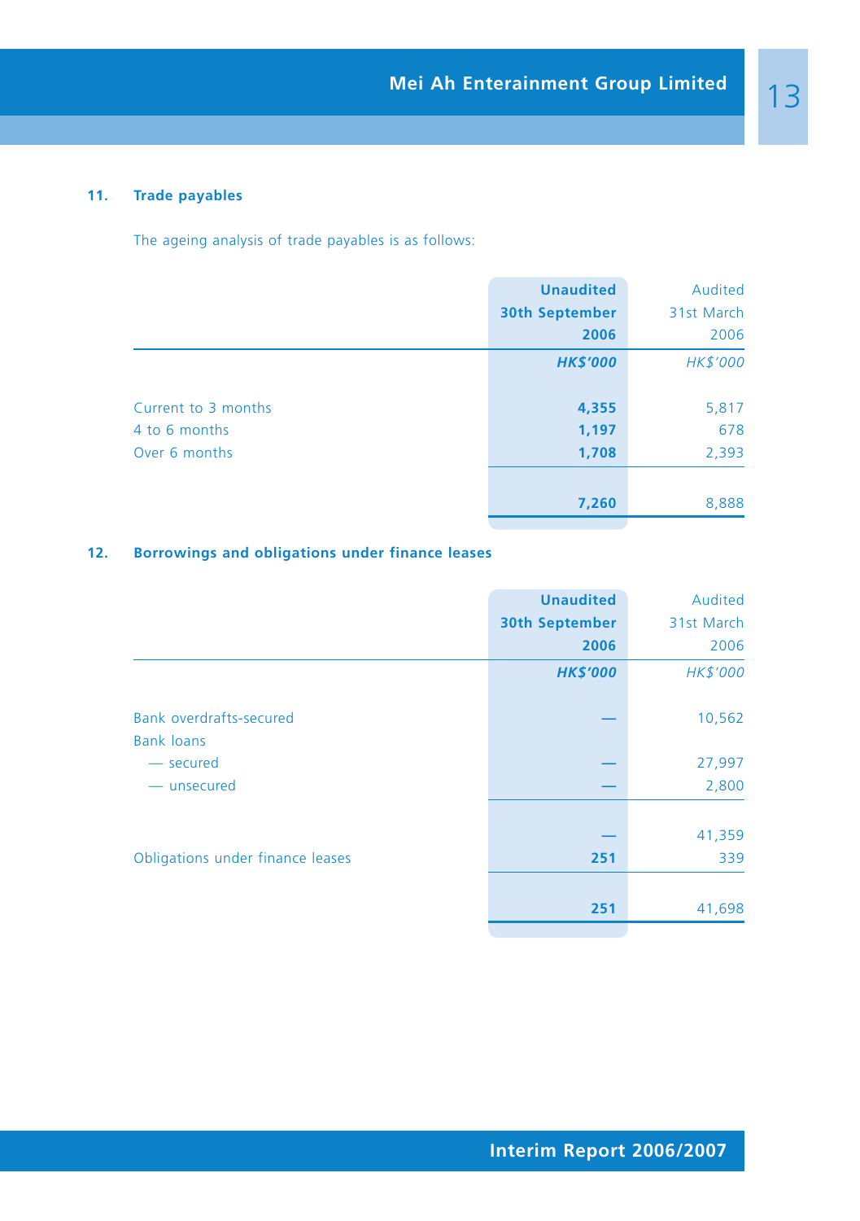## 11. Trade payables

The ageing analysis of trade payables is as follows:

| | **Unaudited 30th September 2006** | Audited 31st March 2006 |
|---|---|---|
| | ***HK$'000*** | *HK$'000* |
| Current to 3 months | **4,355** | 5,817 |
| 4 to 6 months | **1,197** | 678 |
| Over 6 months | **1,708** | 2,393 |
| | **7,260** | 8,888 |

## 12. Borrowings and obligations under finance leases

| | **Unaudited 30th September 2006** | Audited 31st March 2006 |
|---|---|---|
| | ***HK$'000*** | *HK$'000* |
| Bank overdrafts-secured | **—** | 10,562 |
| Bank loans | | |
| — secured | **—** | 27,997 |
| — unsecured | **—** | 2,800 |
| | **—** | 41,359 |
| Obligations under finance leases | **251** | 339 |
| | **251** | 41,698 |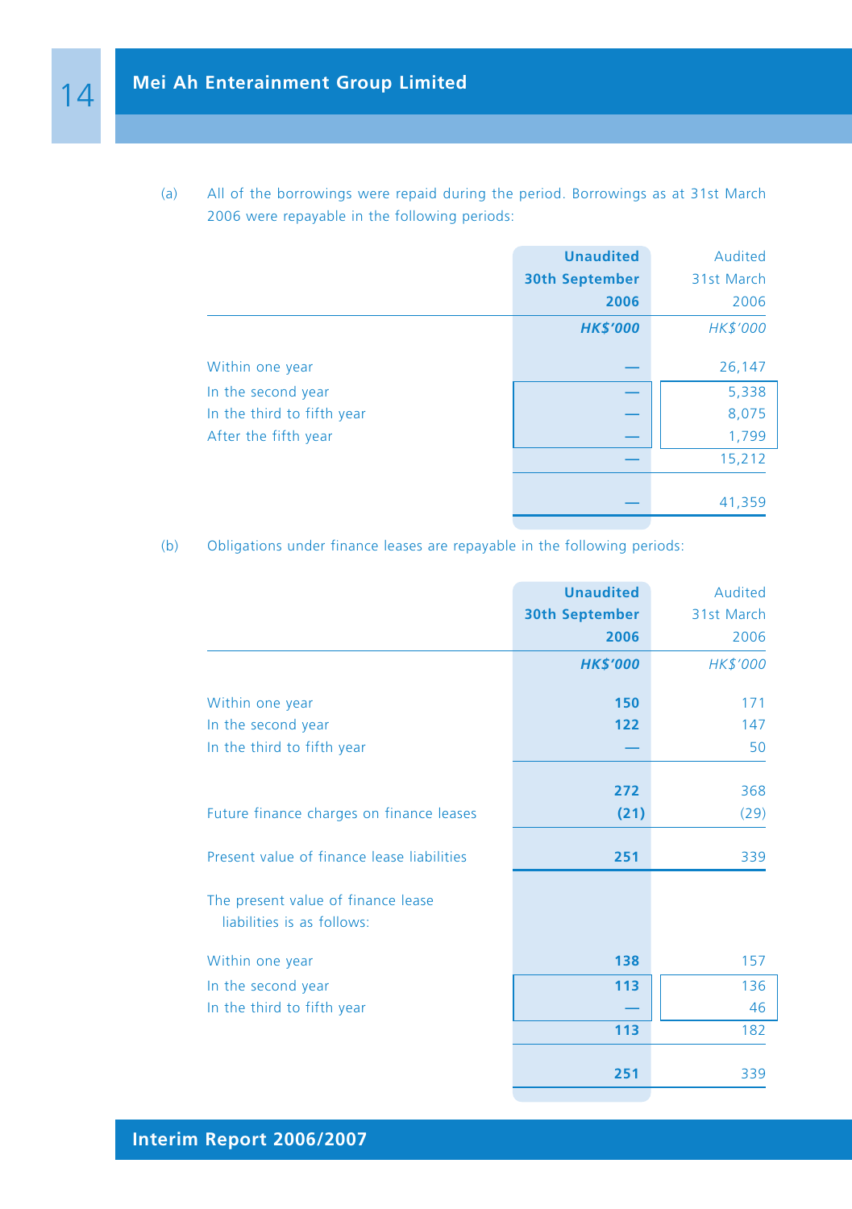(a) All of the borrowings were repaid during the period. Borrowings as at 31st March 2006 were repayable in the following periods:

| | **Unaudited 30th September 2006** | Audited 31st March 2006 |
|---|---|---|
| | ***HK$'000*** | *HK$'000* |
| Within one year | — | 26,147 |
| In the second year | — | 5,338 |
| In the third to fifth year | — | 8,075 |
| After the fifth year | — | 1,799 |
| | — | 15,212 |
| | — | 41,359 |

(b) Obligations under finance leases are repayable in the following periods:

| | **Unaudited 30th September 2006** | Audited 31st March 2006 |
|---|---|---|
| | ***HK$'000*** | *HK$'000* |
| Within one year | **150** | 171 |
| In the second year | **122** | 147 |
| In the third to fifth year | **—** | 50 |
| | **272** | 368 |
| Future finance charges on finance leases | **(21)** | (29) |
| Present value of finance lease liabilities | **251** | 339 |
| The present value of finance lease liabilities is as follows: | | |
| Within one year | **138** | 157 |
| In the second year | **113** | 136 |
| In the third to fifth year | **—** | 46 |
| | **113** | 182 |
| | **251** | 339 |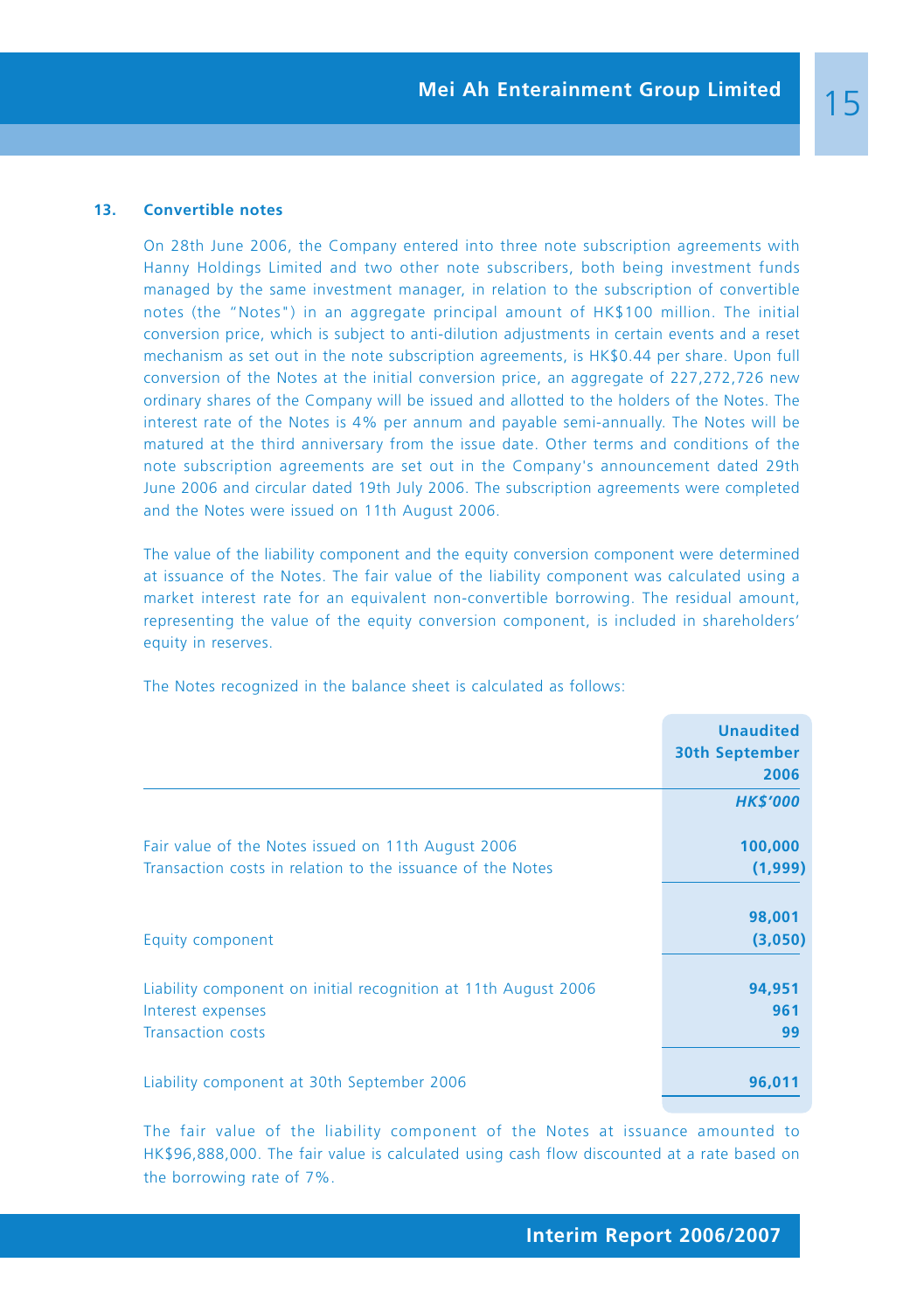## 13. Convertible notes

On 28th June 2006, the Company entered into three note subscription agreements with Hanny Holdings Limited and two other note subscribers, both being investment funds managed by the same investment manager, in relation to the subscription of convertible notes (the "Notes") in an aggregate principal amount of HK$100 million. The initial conversion price, which is subject to anti-dilution adjustments in certain events and a reset mechanism as set out in the note subscription agreements, is HK$0.44 per share. Upon full conversion of the Notes at the initial conversion price, an aggregate of 227,272,726 new ordinary shares of the Company will be issued and allotted to the holders of the Notes. The interest rate of the Notes is 4% per annum and payable semi-annually. The Notes will be matured at the third anniversary from the issue date. Other terms and conditions of the note subscription agreements are set out in the Company's announcement dated 29th June 2006 and circular dated 19th July 2006. The subscription agreements were completed and the Notes were issued on 11th August 2006.

The value of the liability component and the equity conversion component were determined at issuance of the Notes. The fair value of the liability component was calculated using a market interest rate for an equivalent non-convertible borrowing. The residual amount, representing the value of the equity conversion component, is included in shareholders' equity in reserves.

The Notes recognized in the balance sheet is calculated as follows:

| | **Unaudited 30th September 2006** |
|---|---|
| | ***HK$'000*** |
| Fair value of the Notes issued on 11th August 2006 | **100,000** |
| Transaction costs in relation to the issuance of the Notes | **(1,999)** |
| | **98,001** |
| Equity component | **(3,050)** |
| Liability component on initial recognition at 11th August 2006 | **94,951** |
| Interest expenses | **961** |
| Transaction costs | **99** |
| Liability component at 30th September 2006 | **96,011** |

The fair value of the liability component of the Notes at issuance amounted to HK$96,888,000. The fair value is calculated using cash flow discounted at a rate based on the borrowing rate of 7%.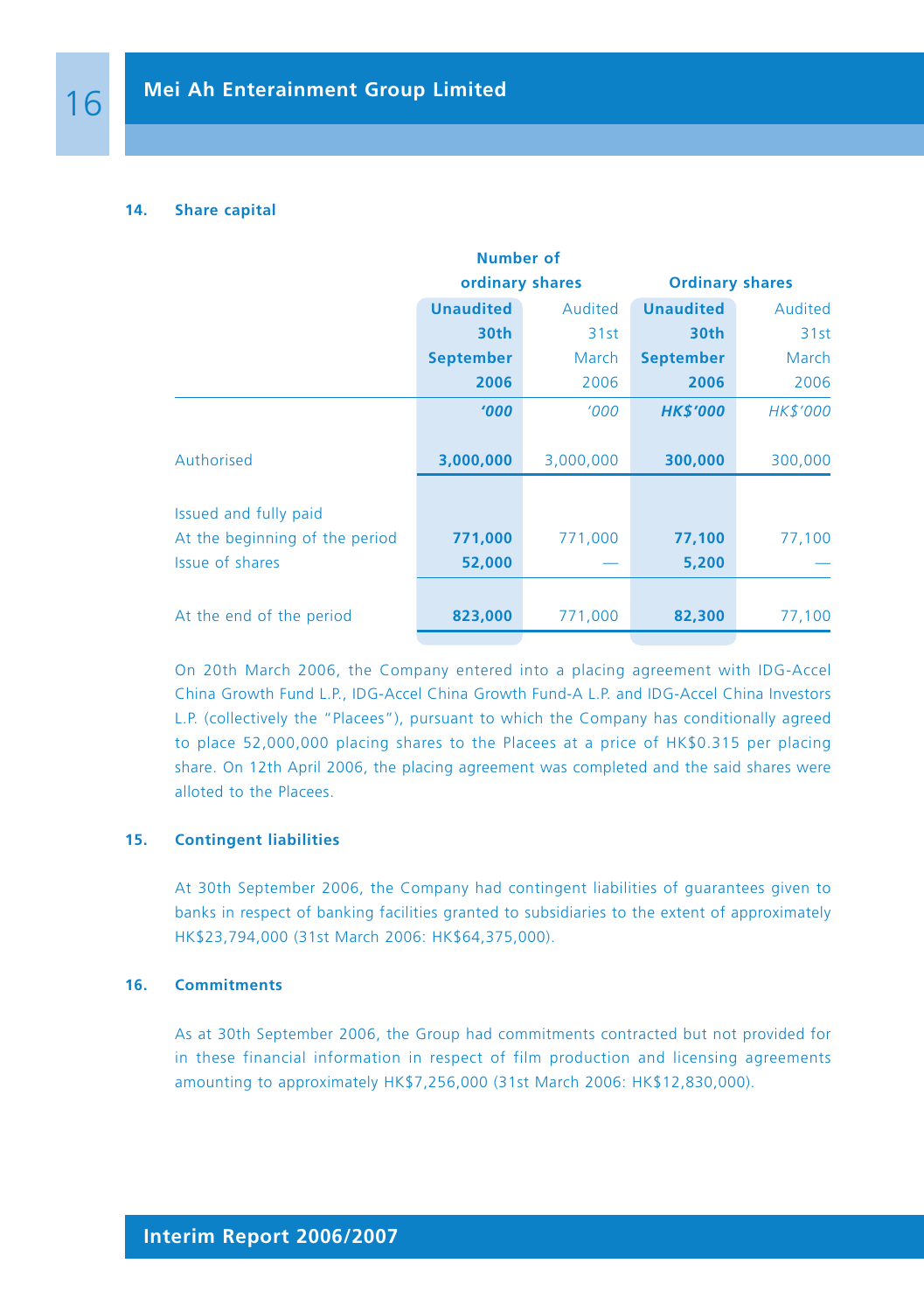### 14. Share capital

| | Number of ordinary shares | | Ordinary shares | |
|---|---|---|---|---|
| | **Unaudited 30th September 2006** | Audited 31st March 2006 | **Unaudited 30th September 2006** | Audited 31st March 2006 |
| | ***'000*** | *'000* | ***HK$'000*** | *HK$'000* |
| Authorised | **3,000,000** | 3,000,000 | **300,000** | 300,000 |
| Issued and fully paid | | | | |
| At the beginning of the period | **771,000** | 771,000 | **77,100** | 77,100 |
| Issue of shares | **52,000** | — | **5,200** | — |
| At the end of the period | **823,000** | 771,000 | **82,300** | 77,100 |

On 20th March 2006, the Company entered into a placing agreement with IDG-Accel China Growth Fund L.P., IDG-Accel China Growth Fund-A L.P. and IDG-Accel China Investors L.P. (collectively the "Placees"), pursuant to which the Company has conditionally agreed to place 52,000,000 placing shares to the Placees at a price of HK$0.315 per placing share. On 12th April 2006, the placing agreement was completed and the said shares were alloted to the Placees.

### 15. Contingent liabilities

At 30th September 2006, the Company had contingent liabilities of guarantees given to banks in respect of banking facilities granted to subsidiaries to the extent of approximately HK$23,794,000 (31st March 2006: HK$64,375,000).

### 16. Commitments

As at 30th September 2006, the Group had commitments contracted but not provided for in these financial information in respect of film production and licensing agreements amounting to approximately HK$7,256,000 (31st March 2006: HK$12,830,000).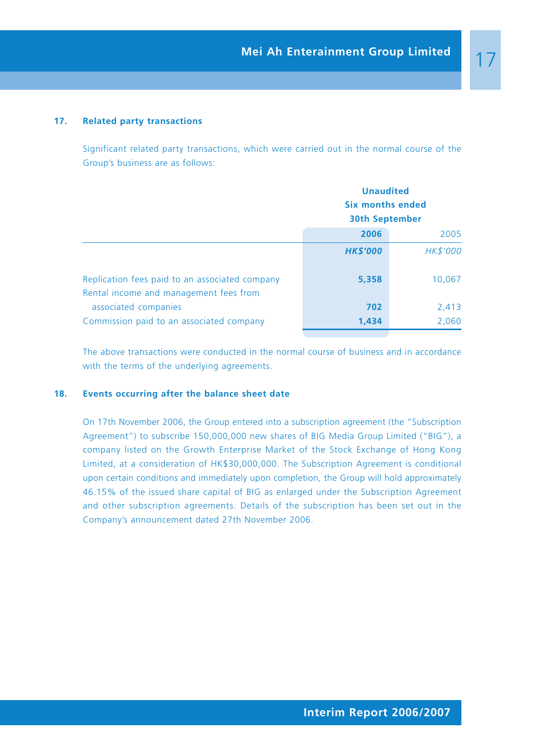## 17. Related party transactions

Significant related party transactions, which were carried out in the normal course of the Group's business are as follows:

| | Unaudited Six months ended 30th September | |
|---|---|---|
| | **2006** | 2005 |
| | ***HK$'000*** | *HK$'000* |
| Replication fees paid to an associated company | **5,358** | 10,067 |
| Rental income and management fees from associated companies | **702** | 2,413 |
| Commission paid to an associated company | **1,434** | 2,060 |

The above transactions were conducted in the normal course of business and in accordance with the terms of the underlying agreements.

## 18. Events occurring after the balance sheet date

On 17th November 2006, the Group entered into a subscription agreement (the "Subscription Agreement") to subscribe 150,000,000 new shares of BIG Media Group Limited ("BIG"), a company listed on the Growth Enterprise Market of the Stock Exchange of Hong Kong Limited, at a consideration of HK$30,000,000. The Subscription Agreement is conditional upon certain conditions and immediately upon completion, the Group will hold approximately 46.15% of the issued share capital of BIG as enlarged under the Subscription Agreement and other subscription agreements. Details of the subscription has been set out in the Company's announcement dated 27th November 2006.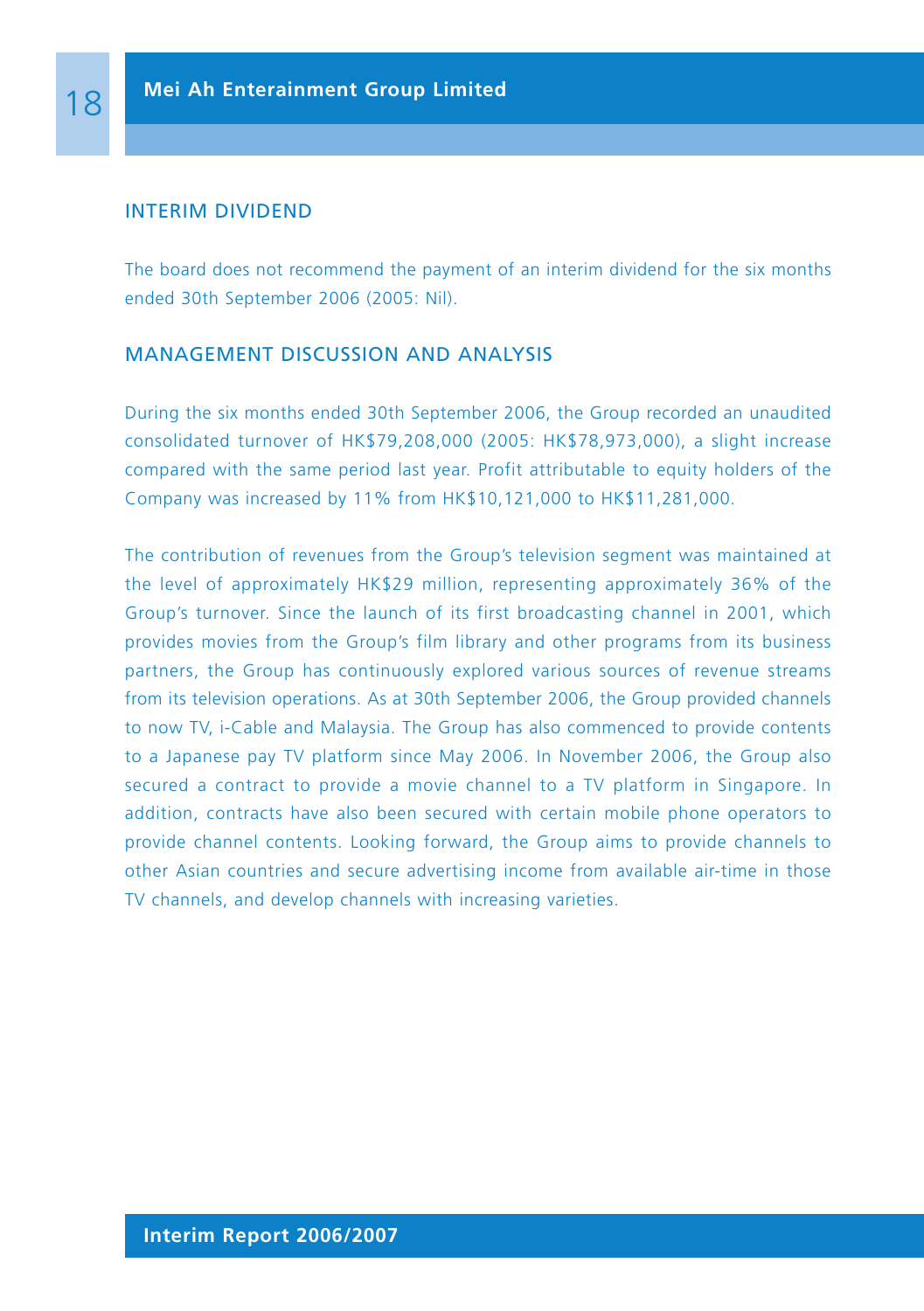## INTERIM DIVIDEND

The board does not recommend the payment of an interim dividend for the six months ended 30th September 2006 (2005: Nil).

## MANAGEMENT DISCUSSION AND ANALYSIS

During the six months ended 30th September 2006, the Group recorded an unaudited consolidated turnover of HK$79,208,000 (2005: HK$78,973,000), a slight increase compared with the same period last year. Profit attributable to equity holders of the Company was increased by 11% from HK$10,121,000 to HK$11,281,000.

The contribution of revenues from the Group's television segment was maintained at the level of approximately HK$29 million, representing approximately 36% of the Group's turnover. Since the launch of its first broadcasting channel in 2001, which provides movies from the Group's film library and other programs from its business partners, the Group has continuously explored various sources of revenue streams from its television operations. As at 30th September 2006, the Group provided channels to now TV, i-Cable and Malaysia. The Group has also commenced to provide contents to a Japanese pay TV platform since May 2006. In November 2006, the Group also secured a contract to provide a movie channel to a TV platform in Singapore. In addition, contracts have also been secured with certain mobile phone operators to provide channel contents. Looking forward, the Group aims to provide channels to other Asian countries and secure advertising income from available air-time in those TV channels, and develop channels with increasing varieties.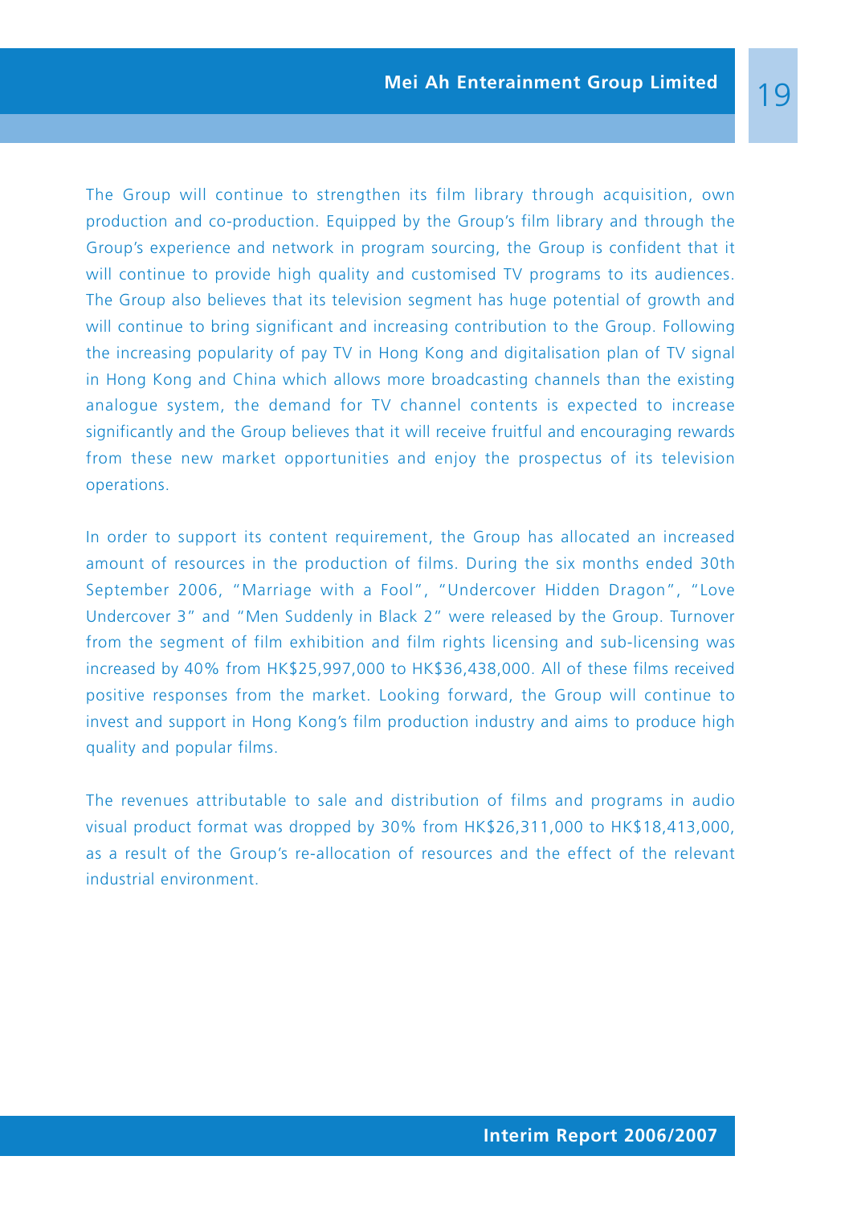The Group will continue to strengthen its film library through acquisition, own production and co-production. Equipped by the Group's film library and through the Group's experience and network in program sourcing, the Group is confident that it will continue to provide high quality and customised TV programs to its audiences. The Group also believes that its television segment has huge potential of growth and will continue to bring significant and increasing contribution to the Group. Following the increasing popularity of pay TV in Hong Kong and digitalisation plan of TV signal in Hong Kong and China which allows more broadcasting channels than the existing analogue system, the demand for TV channel contents is expected to increase significantly and the Group believes that it will receive fruitful and encouraging rewards from these new market opportunities and enjoy the prospectus of its television operations.

In order to support its content requirement, the Group has allocated an increased amount of resources in the production of films. During the six months ended 30th September 2006, "Marriage with a Fool", "Undercover Hidden Dragon", "Love Undercover 3" and "Men Suddenly in Black 2" were released by the Group. Turnover from the segment of film exhibition and film rights licensing and sub-licensing was increased by 40% from HK$25,997,000 to HK$36,438,000. All of these films received positive responses from the market. Looking forward, the Group will continue to invest and support in Hong Kong's film production industry and aims to produce high quality and popular films.

The revenues attributable to sale and distribution of films and programs in audio visual product format was dropped by 30% from HK$26,311,000 to HK$18,413,000, as a result of the Group's re-allocation of resources and the effect of the relevant industrial environment.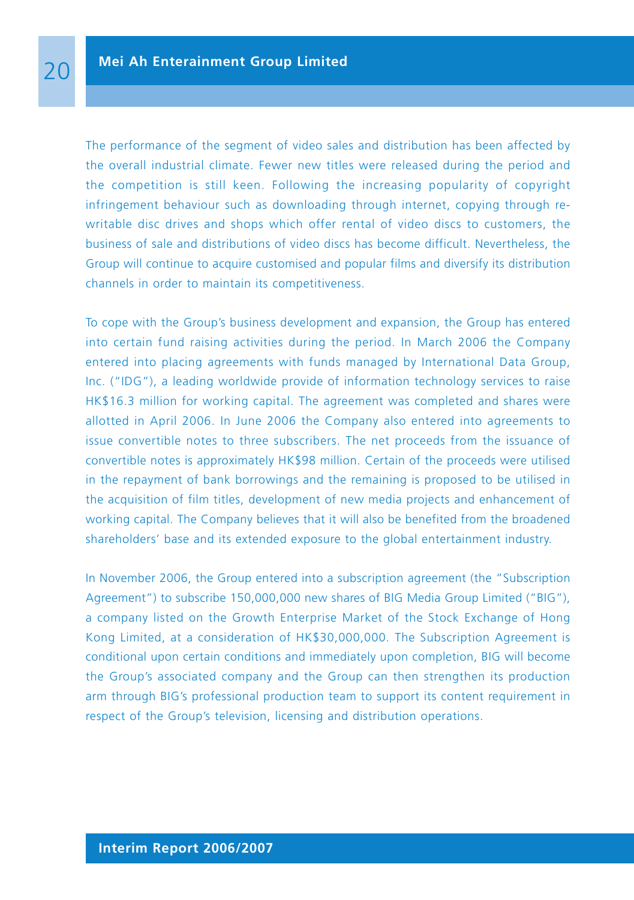The performance of the segment of video sales and distribution has been affected by the overall industrial climate. Fewer new titles were released during the period and the competition is still keen. Following the increasing popularity of copyright infringement behaviour such as downloading through internet, copying through re-writable disc drives and shops which offer rental of video discs to customers, the business of sale and distributions of video discs has become difficult. Nevertheless, the Group will continue to acquire customised and popular films and diversify its distribution channels in order to maintain its competitiveness.

To cope with the Group's business development and expansion, the Group has entered into certain fund raising activities during the period. In March 2006 the Company entered into placing agreements with funds managed by International Data Group, Inc. ("IDG"), a leading worldwide provide of information technology services to raise HK$16.3 million for working capital. The agreement was completed and shares were allotted in April 2006. In June 2006 the Company also entered into agreements to issue convertible notes to three subscribers. The net proceeds from the issuance of convertible notes is approximately HK$98 million. Certain of the proceeds were utilised in the repayment of bank borrowings and the remaining is proposed to be utilised in the acquisition of film titles, development of new media projects and enhancement of working capital. The Company believes that it will also be benefited from the broadened shareholders' base and its extended exposure to the global entertainment industry.

In November 2006, the Group entered into a subscription agreement (the "Subscription Agreement") to subscribe 150,000,000 new shares of BIG Media Group Limited ("BIG"), a company listed on the Growth Enterprise Market of the Stock Exchange of Hong Kong Limited, at a consideration of HK$30,000,000. The Subscription Agreement is conditional upon certain conditions and immediately upon completion, BIG will become the Group's associated company and the Group can then strengthen its production arm through BIG's professional production team to support its content requirement in respect of the Group's television, licensing and distribution operations.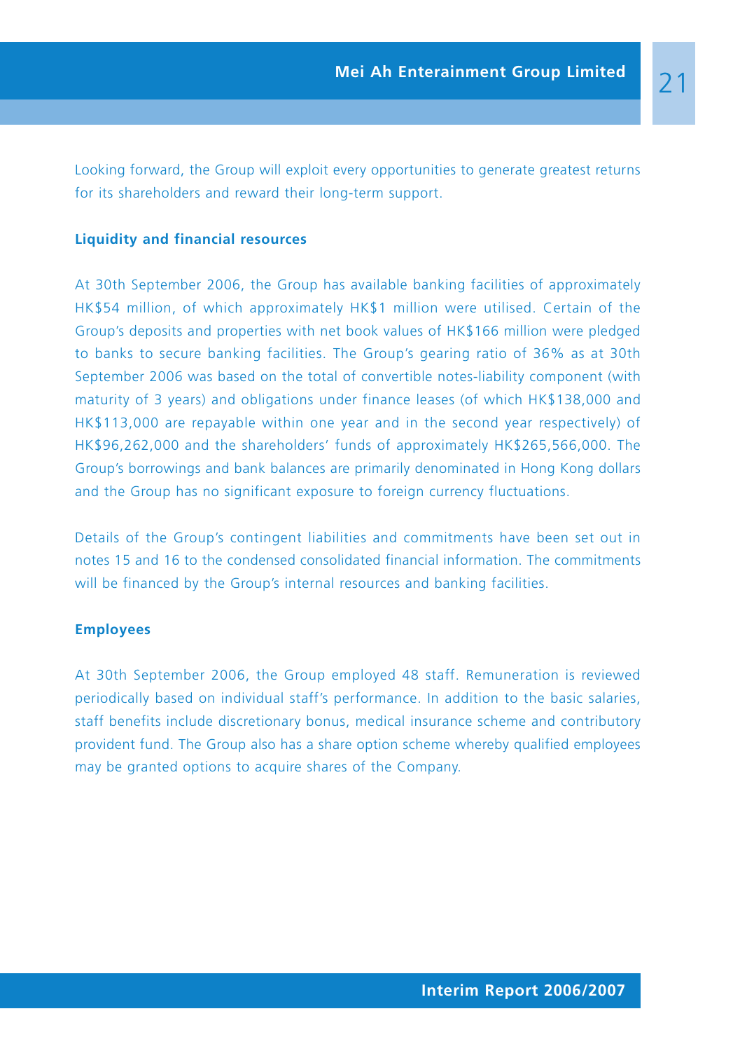Looking forward, the Group will exploit every opportunities to generate greatest returns for its shareholders and reward their long-term support.

### Liquidity and financial resources

At 30th September 2006, the Group has available banking facilities of approximately HK$54 million, of which approximately HK$1 million were utilised. Certain of the Group's deposits and properties with net book values of HK$166 million were pledged to banks to secure banking facilities. The Group's gearing ratio of 36% as at 30th September 2006 was based on the total of convertible notes-liability component (with maturity of 3 years) and obligations under finance leases (of which HK$138,000 and HK$113,000 are repayable within one year and in the second year respectively) of HK$96,262,000 and the shareholders' funds of approximately HK$265,566,000. The Group's borrowings and bank balances are primarily denominated in Hong Kong dollars and the Group has no significant exposure to foreign currency fluctuations.

Details of the Group's contingent liabilities and commitments have been set out in notes 15 and 16 to the condensed consolidated financial information. The commitments will be financed by the Group's internal resources and banking facilities.

### Employees

At 30th September 2006, the Group employed 48 staff. Remuneration is reviewed periodically based on individual staff's performance. In addition to the basic salaries, staff benefits include discretionary bonus, medical insurance scheme and contributory provident fund. The Group also has a share option scheme whereby qualified employees may be granted options to acquire shares of the Company.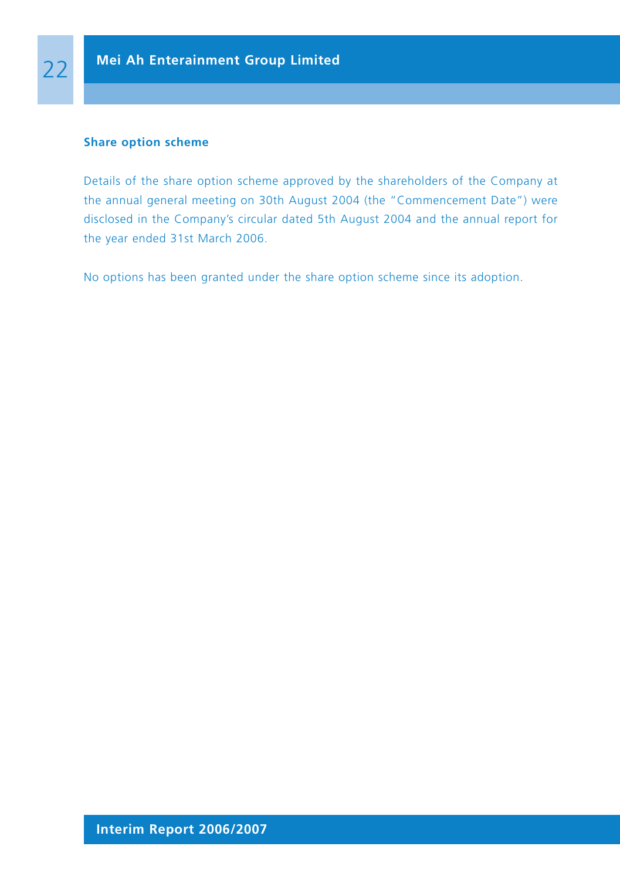### Share option scheme

Details of the share option scheme approved by the shareholders of the Company at the annual general meeting on 30th August 2004 (the "Commencement Date") were disclosed in the Company's circular dated 5th August 2004 and the annual report for the year ended 31st March 2006.

No options has been granted under the share option scheme since its adoption.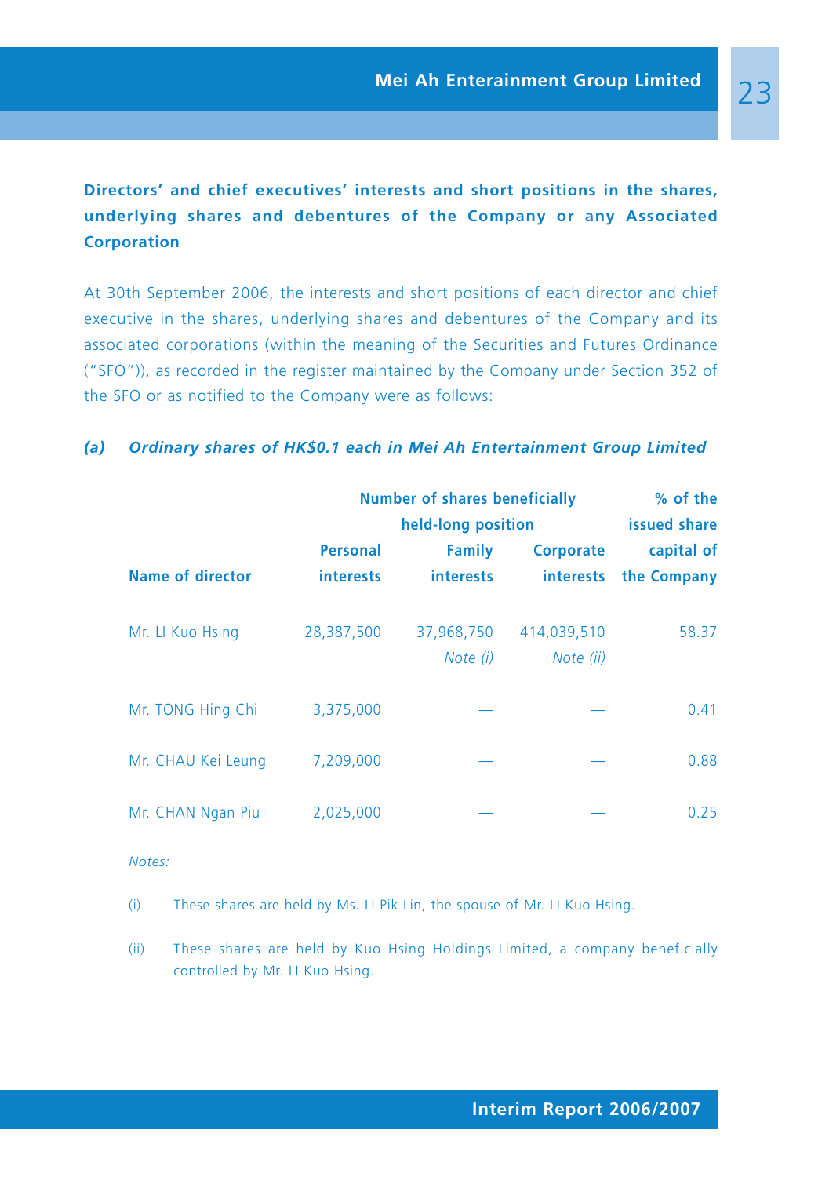## Directors' and chief executives' interests and short positions in the shares, underlying shares and debentures of the Company or any Associated Corporation

At 30th September 2006, the interests and short positions of each director and chief executive in the shares, underlying shares and debentures of the Company and its associated corporations (within the meaning of the Securities and Futures Ordinance ("SFO")), as recorded in the register maintained by the Company under Section 352 of the SFO or as notified to the Company were as follows:

### *(a) Ordinary shares of HK$0.1 each in Mei Ah Entertainment Group Limited*

| | Number of shares beneficially held-long position | | | % of the issued share |
|---|---|---|---|---|
| Name of director | Personal interests | Family interests | Corporate interests | capital of the Company |
| Mr. LI Kuo Hsing | 28,387,500 | 37,968,750 *Note (i)* | 414,039,510 *Note (ii)* | 58.37 |
| Mr. TONG Hing Chi | 3,375,000 | — | — | 0.41 |
| Mr. CHAU Kei Leung | 7,209,000 | — | — | 0.88 |
| Mr. CHAN Ngan Piu | 2,025,000 | — | — | 0.25 |

*Notes:*

(i) These shares are held by Ms. LI Pik Lin, the spouse of Mr. LI Kuo Hsing.

(ii) These shares are held by Kuo Hsing Holdings Limited, a company beneficially controlled by Mr. LI Kuo Hsing.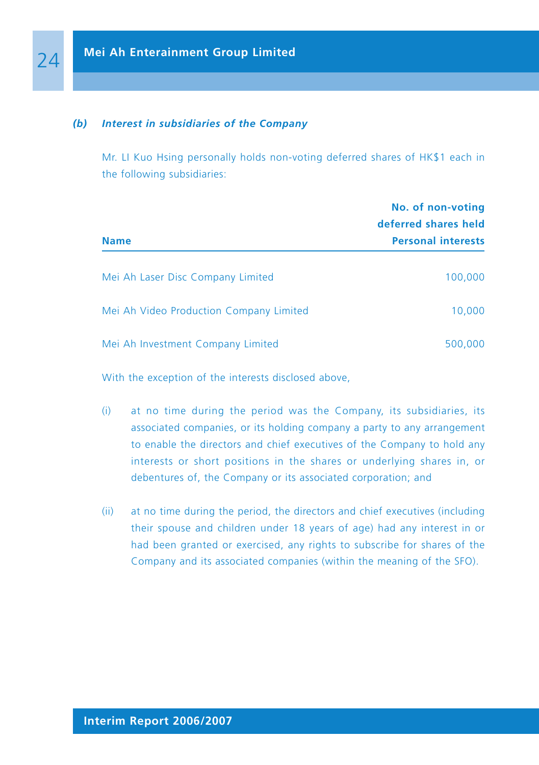### *(b) Interest in subsidiaries of the Company*

Mr. LI Kuo Hsing personally holds non-voting deferred shares of HK$1 each in the following subsidiaries:

| Name | No. of non-voting deferred shares held Personal interests |
|---|---|
| Mei Ah Laser Disc Company Limited | 100,000 |
| Mei Ah Video Production Company Limited | 10,000 |
| Mei Ah Investment Company Limited | 500,000 |

With the exception of the interests disclosed above,

(i) at no time during the period was the Company, its subsidiaries, its associated companies, or its holding company a party to any arrangement to enable the directors and chief executives of the Company to hold any interests or short positions in the shares or underlying shares in, or debentures of, the Company or its associated corporation; and

(ii) at no time during the period, the directors and chief executives (including their spouse and children under 18 years of age) had any interest in or had been granted or exercised, any rights to subscribe for shares of the Company and its associated companies (within the meaning of the SFO).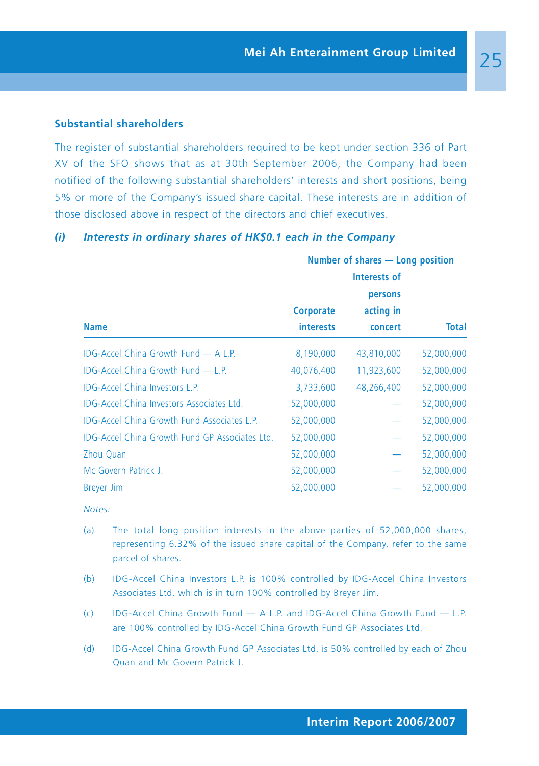## Substantial shareholders

The register of substantial shareholders required to be kept under section 336 of Part XV of the SFO shows that as at 30th September 2006, the Company had been notified of the following substantial shareholders' interests and short positions, being 5% or more of the Company's issued share capital. These interests are in addition of those disclosed above in respect of the directors and chief executives.

### *(i) Interests in ordinary shares of HK$0.1 each in the Company*

| Name | Number of shares — Long position | | |
|---|---|---|---|
| | Corporate interests | Interests of persons acting in concert | Total |
| IDG-Accel China Growth Fund — A L.P. | 8,190,000 | 43,810,000 | 52,000,000 |
| IDG-Accel China Growth Fund — L.P. | 40,076,400 | 11,923,600 | 52,000,000 |
| IDG-Accel China Investors L.P. | 3,733,600 | 48,266,400 | 52,000,000 |
| IDG-Accel China Investors Associates Ltd. | 52,000,000 | — | 52,000,000 |
| IDG-Accel China Growth Fund Associates L.P. | 52,000,000 | — | 52,000,000 |
| IDG-Accel China Growth Fund GP Associates Ltd. | 52,000,000 | — | 52,000,000 |
| Zhou Quan | 52,000,000 | — | 52,000,000 |
| Mc Govern Patrick J. | 52,000,000 | — | 52,000,000 |
| Breyer Jim | 52,000,000 | — | 52,000,000 |

*Notes:*

(a) The total long position interests in the above parties of 52,000,000 shares, representing 6.32% of the issued share capital of the Company, refer to the same parcel of shares.

(b) IDG-Accel China Investors L.P. is 100% controlled by IDG-Accel China Investors Associates Ltd. which is in turn 100% controlled by Breyer Jim.

(c) IDG-Accel China Growth Fund — A L.P. and IDG-Accel China Growth Fund — L.P. are 100% controlled by IDG-Accel China Growth Fund GP Associates Ltd.

(d) IDG-Accel China Growth Fund GP Associates Ltd. is 50% controlled by each of Zhou Quan and Mc Govern Patrick J.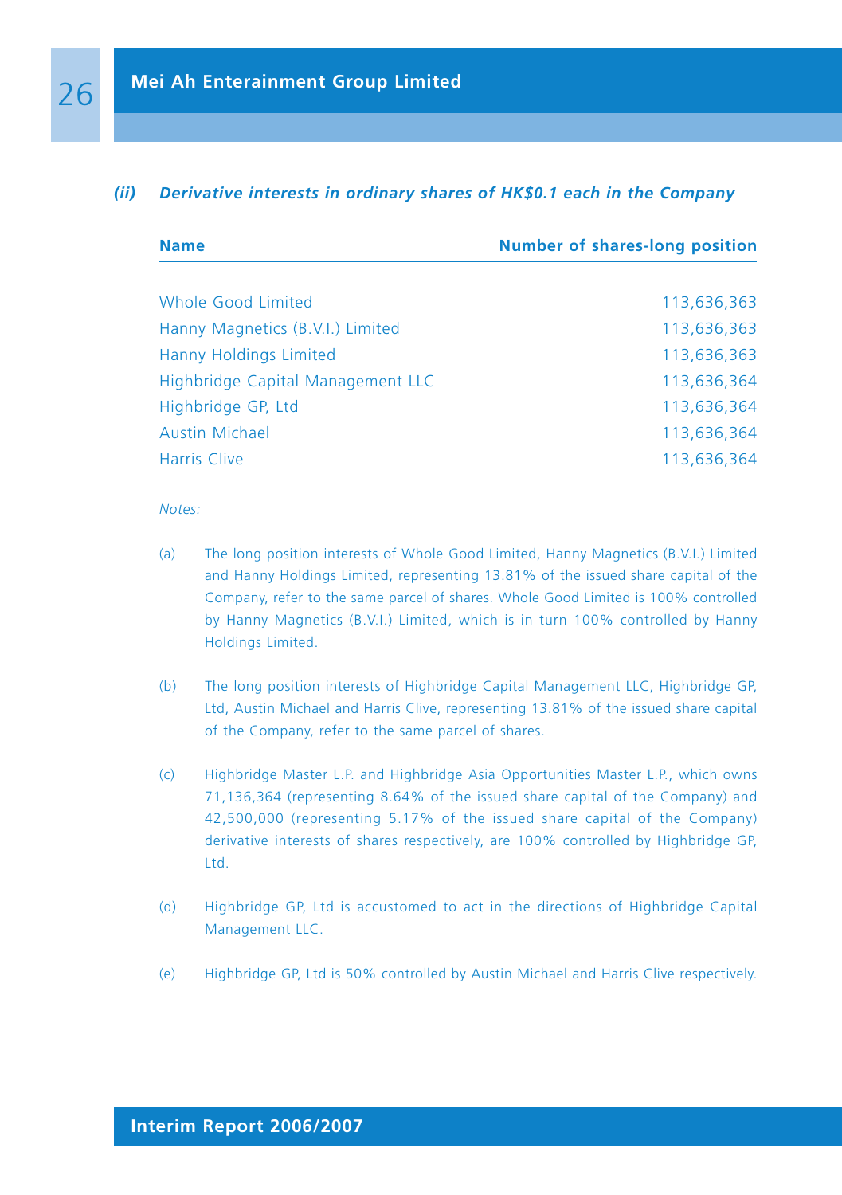### *(ii) Derivative interests in ordinary shares of HK$0.1 each in the Company*

| Name | Number of shares-long position |
|---|---|
| Whole Good Limited | 113,636,363 |
| Hanny Magnetics (B.V.I.) Limited | 113,636,363 |
| Hanny Holdings Limited | 113,636,363 |
| Highbridge Capital Management LLC | 113,636,364 |
| Highbridge GP, Ltd | 113,636,364 |
| Austin Michael | 113,636,364 |
| Harris Clive | 113,636,364 |

*Notes:*

(a) The long position interests of Whole Good Limited, Hanny Magnetics (B.V.I.) Limited and Hanny Holdings Limited, representing 13.81% of the issued share capital of the Company, refer to the same parcel of shares. Whole Good Limited is 100% controlled by Hanny Magnetics (B.V.I.) Limited, which is in turn 100% controlled by Hanny Holdings Limited.

(b) The long position interests of Highbridge Capital Management LLC, Highbridge GP, Ltd, Austin Michael and Harris Clive, representing 13.81% of the issued share capital of the Company, refer to the same parcel of shares.

(c) Highbridge Master L.P. and Highbridge Asia Opportunities Master L.P., which owns 71,136,364 (representing 8.64% of the issued share capital of the Company) and 42,500,000 (representing 5.17% of the issued share capital of the Company) derivative interests of shares respectively, are 100% controlled by Highbridge GP, Ltd.

(d) Highbridge GP, Ltd is accustomed to act in the directions of Highbridge Capital Management LLC.

(e) Highbridge GP, Ltd is 50% controlled by Austin Michael and Harris Clive respectively.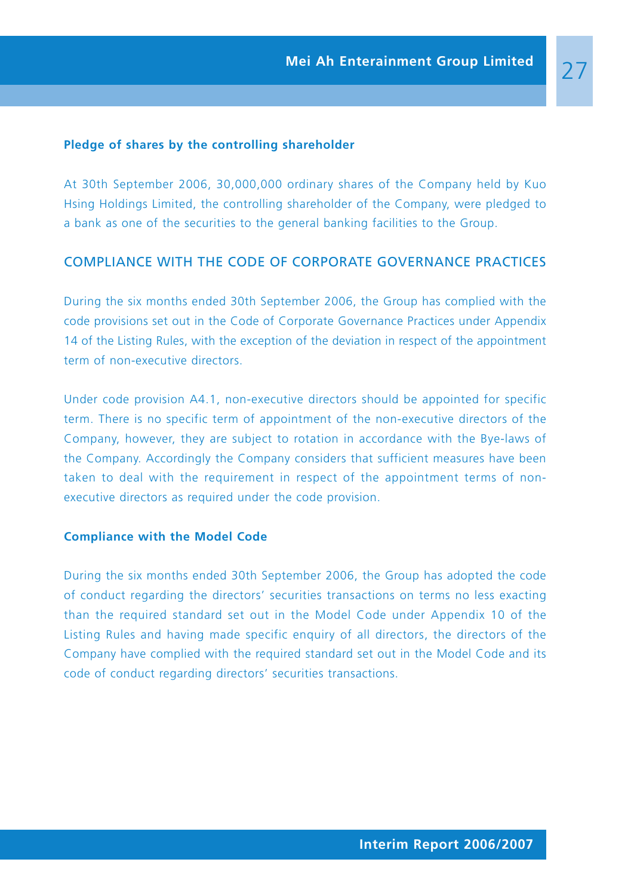### Pledge of shares by the controlling shareholder

At 30th September 2006, 30,000,000 ordinary shares of the Company held by Kuo Hsing Holdings Limited, the controlling shareholder of the Company, were pledged to a bank as one of the securities to the general banking facilities to the Group.

## COMPLIANCE WITH THE CODE OF CORPORATE GOVERNANCE PRACTICES

During the six months ended 30th September 2006, the Group has complied with the code provisions set out in the Code of Corporate Governance Practices under Appendix 14 of the Listing Rules, with the exception of the deviation in respect of the appointment term of non-executive directors.

Under code provision A4.1, non-executive directors should be appointed for specific term. There is no specific term of appointment of the non-executive directors of the Company, however, they are subject to rotation in accordance with the Bye-laws of the Company. Accordingly the Company considers that sufficient measures have been taken to deal with the requirement in respect of the appointment terms of non-executive directors as required under the code provision.

### Compliance with the Model Code

During the six months ended 30th September 2006, the Group has adopted the code of conduct regarding the directors' securities transactions on terms no less exacting than the required standard set out in the Model Code under Appendix 10 of the Listing Rules and having made specific enquiry of all directors, the directors of the Company have complied with the required standard set out in the Model Code and its code of conduct regarding directors' securities transactions.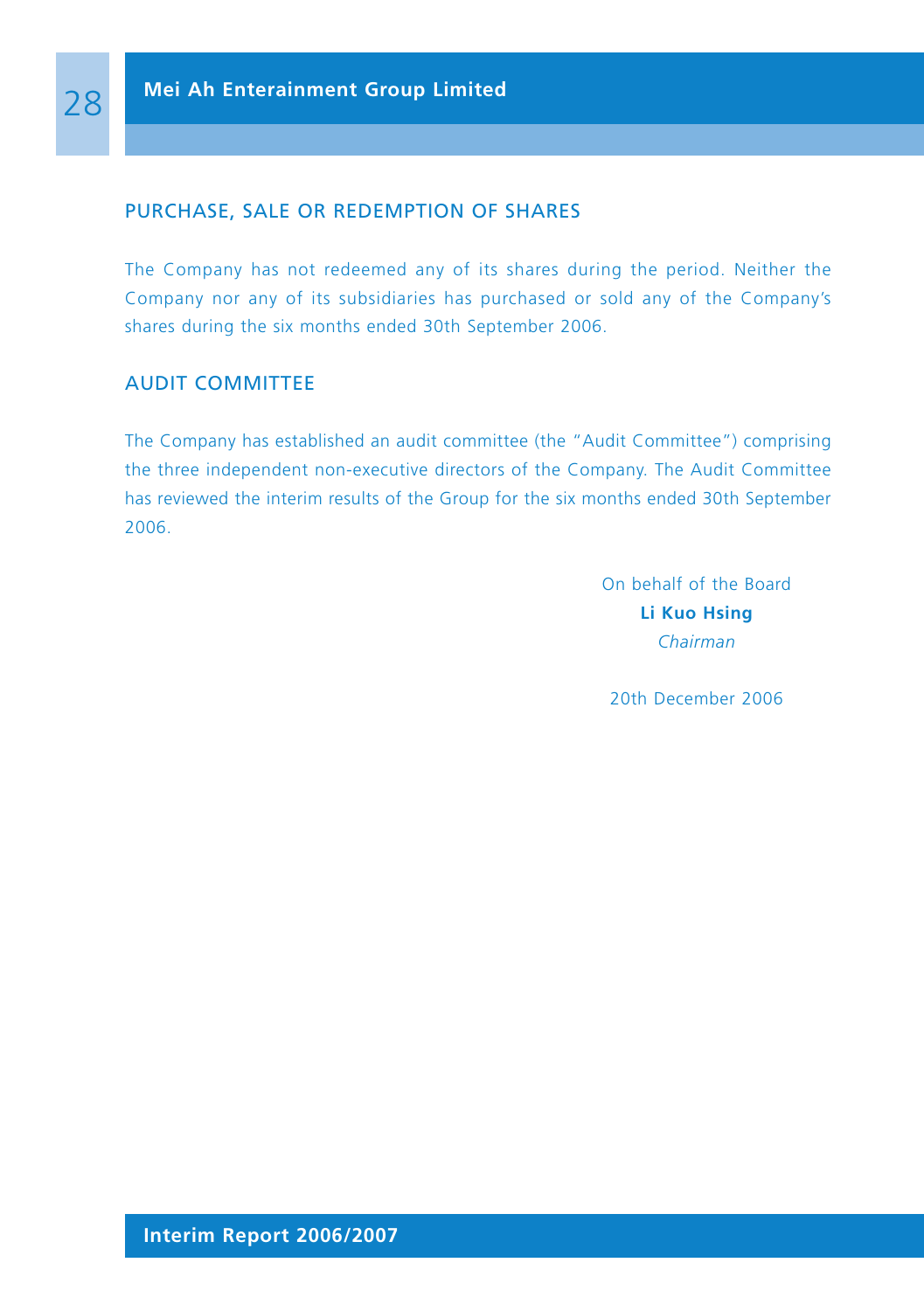## PURCHASE, SALE OR REDEMPTION OF SHARES

The Company has not redeemed any of its shares during the period. Neither the Company nor any of its subsidiaries has purchased or sold any of the Company's shares during the six months ended 30th September 2006.

## AUDIT COMMITTEE

The Company has established an audit committee (the "Audit Committee") comprising the three independent non-executive directors of the Company. The Audit Committee has reviewed the interim results of the Group for the six months ended 30th September 2006.

On behalf of the Board
**Li Kuo Hsing**
*Chairman*

20th December 2006